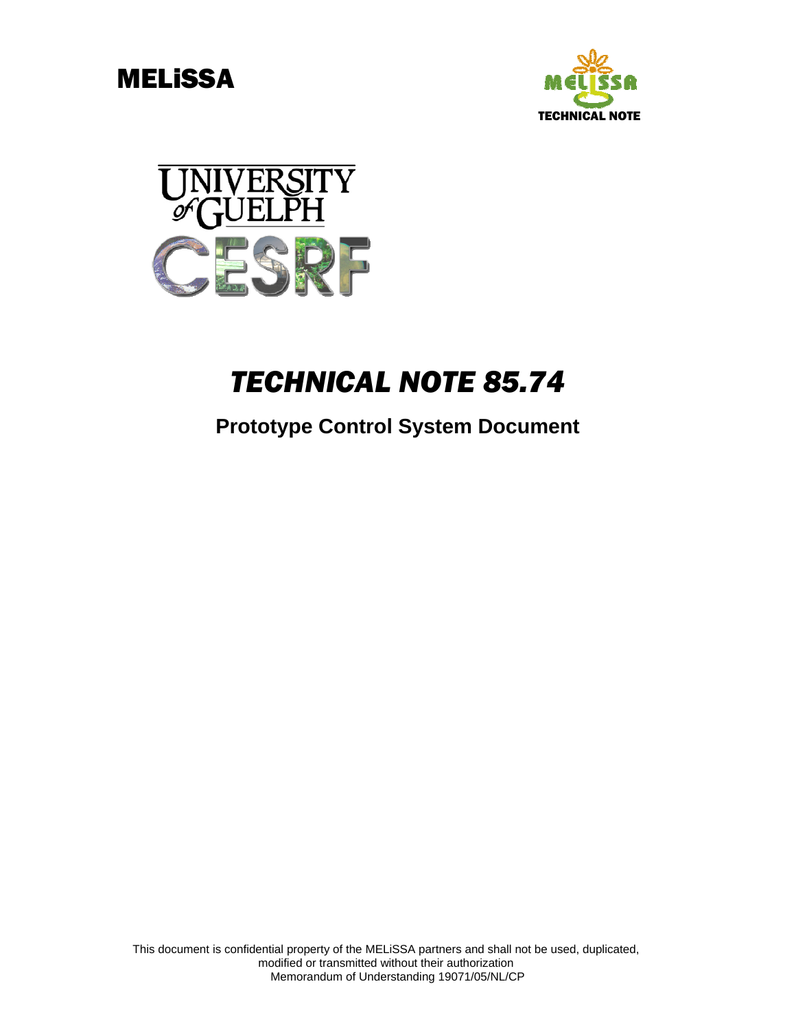MELiSSA

TECHNICAL NOTE

UNIVERSITY of GUELPH

CESRF

# *TECHNICAL NOTE 85.74*

## Prototype Control System Document

This document is confidential property of the MELiSSA partners and shall not be used, duplicated, modified or transmitted without their authorization

Memorandum of Understanding 19071/05/NL/CP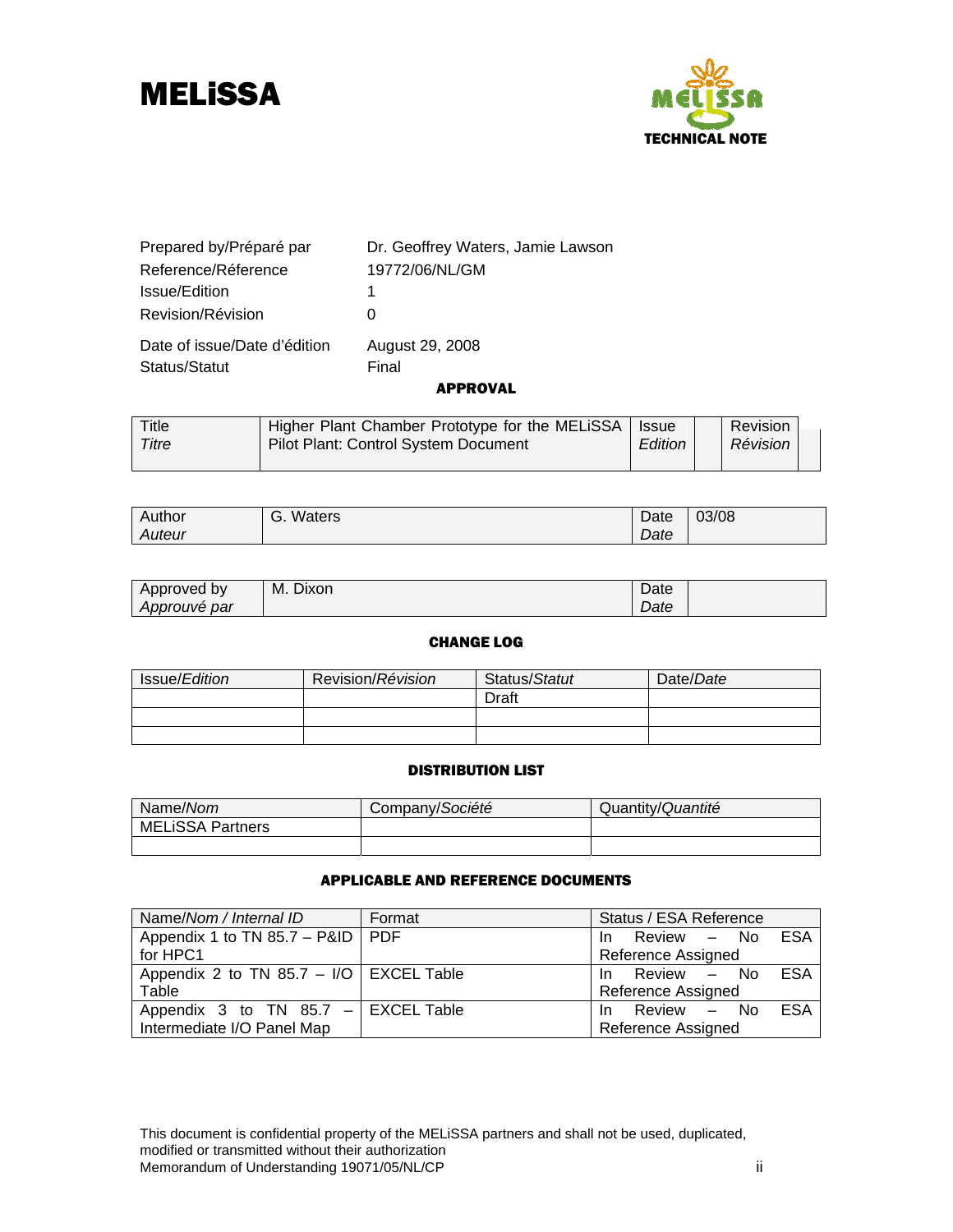# MELiSSA

MELiSSA TECHNICAL NOTE

| | |
|---|---|
| Prepared by/Préparé par | Dr. Geoffrey Waters, Jamie Lawson |
| Reference/Réference | 19772/06/NL/GM |
| Issue/Edition | 1 |
| Revision/Révision | 0 |
| Date of issue/Date d'édition | August 29, 2008 |
| Status/Statut | Final |

## APPROVAL

| Title *Titre* | Higher Plant Chamber Prototype for the MELiSSA Pilot Plant: Control System Document | Issue *Edition* | | Revision *Révision* | |
|---|---|---|---|---|---|

| Author *Auteur* | G. Waters | Date *Date* | 03/08 |
|---|---|---|---|

| Approved by *Approuvé par* | M. Dixon | Date *Date* | |
|---|---|---|---|

## CHANGE LOG

| Issue/*Edition* | Revision/*Révision* | Status/*Statut* | Date/*Date* |
|---|---|---|---|
| | | Draft | |
| | | | |
| | | | |

## DISTRIBUTION LIST

| Name/*Nom* | Company/*Société* | Quantity/*Quantité* |
|---|---|---|
| MELiSSA Partners | | |
| | | |

## APPLICABLE AND REFERENCE DOCUMENTS

| Name/*Nom / Internal ID* | Format | Status / ESA Reference |
|---|---|---|
| Appendix 1 to TN 85.7 – P&ID for HPC1 | PDF | In Review – No ESA Reference Assigned |
| Appendix 2 to TN 85.7 – I/O Table | EXCEL Table | In Review – No ESA Reference Assigned |
| Appendix 3 to TN 85.7 – Intermediate I/O Panel Map | EXCEL Table | In Review – No ESA Reference Assigned |

This document is confidential property of the MELiSSA partners and shall not be used, duplicated, modified or transmitted without their authorization
Memorandum of Understanding 19071/05/NL/CP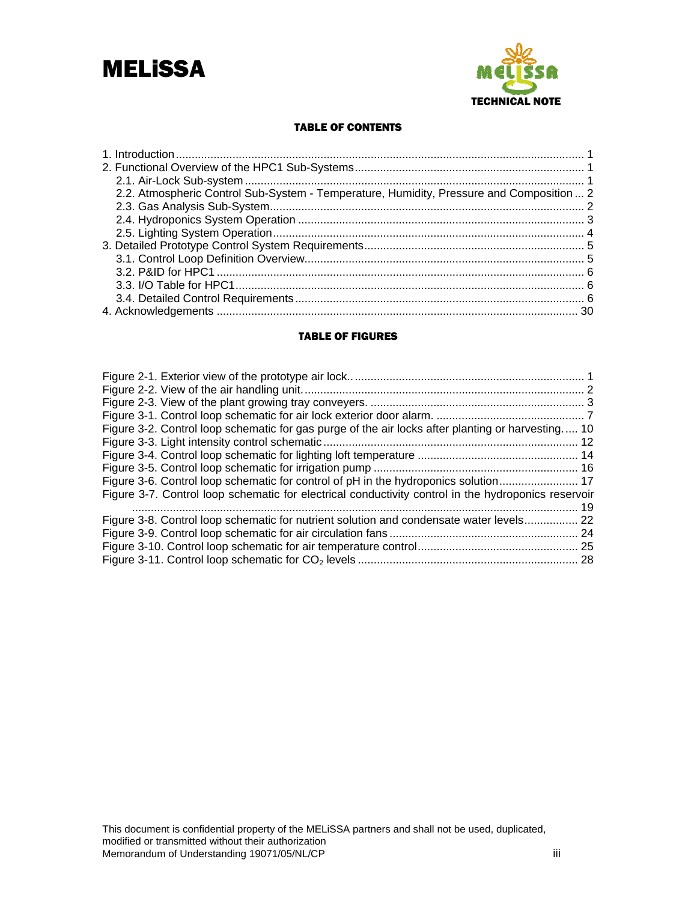## TABLE OF CONTENTS

1. Introduction ........ 1
2. Functional Overview of the HPC1 Sub-Systems ........ 1
   - 2.1. Air-Lock Sub-system ........ 1
   - 2.2. Atmospheric Control Sub-System - Temperature, Humidity, Pressure and Composition ... 2
   - 2.3. Gas Analysis Sub-System ........ 2
   - 2.4. Hydroponics System Operation ........ 3
   - 2.5. Lighting System Operation ........ 4
3. Detailed Prototype Control System Requirements ........ 5
   - 3.1. Control Loop Definition Overview ........ 5
   - 3.2. P&ID for HPC1 ........ 6
   - 3.3. I/O Table for HPC1 ........ 6
   - 3.4. Detailed Control Requirements ........ 6
4. Acknowledgements ........ 30

## TABLE OF FIGURES

Figure 2-1. Exterior view of the prototype air lock. ........ 1
Figure 2-2. View of the air handling unit. ........ 2
Figure 2-3. View of the plant growing tray conveyers. ........ 3
Figure 3-1. Control loop schematic for air lock exterior door alarm. ........ 7
Figure 3-2. Control loop schematic for gas purge of the air locks after planting or harvesting. .... 10
Figure 3-3. Light intensity control schematic ........ 12
Figure 3-4. Control loop schematic for lighting loft temperature ........ 14
Figure 3-5. Control loop schematic for irrigation pump ........ 16
Figure 3-6. Control loop schematic for control of pH in the hydroponics solution ........ 17
Figure 3-7. Control loop schematic for electrical conductivity control in the hydroponics reservoir ........ 19
Figure 3-8. Control loop schematic for nutrient solution and condensate water levels ........ 22
Figure 3-9. Control loop schematic for air circulation fans ........ 24
Figure 3-10. Control loop schematic for air temperature control ........ 25
Figure 3-11. Control loop schematic for $CO_2$ levels ........ 28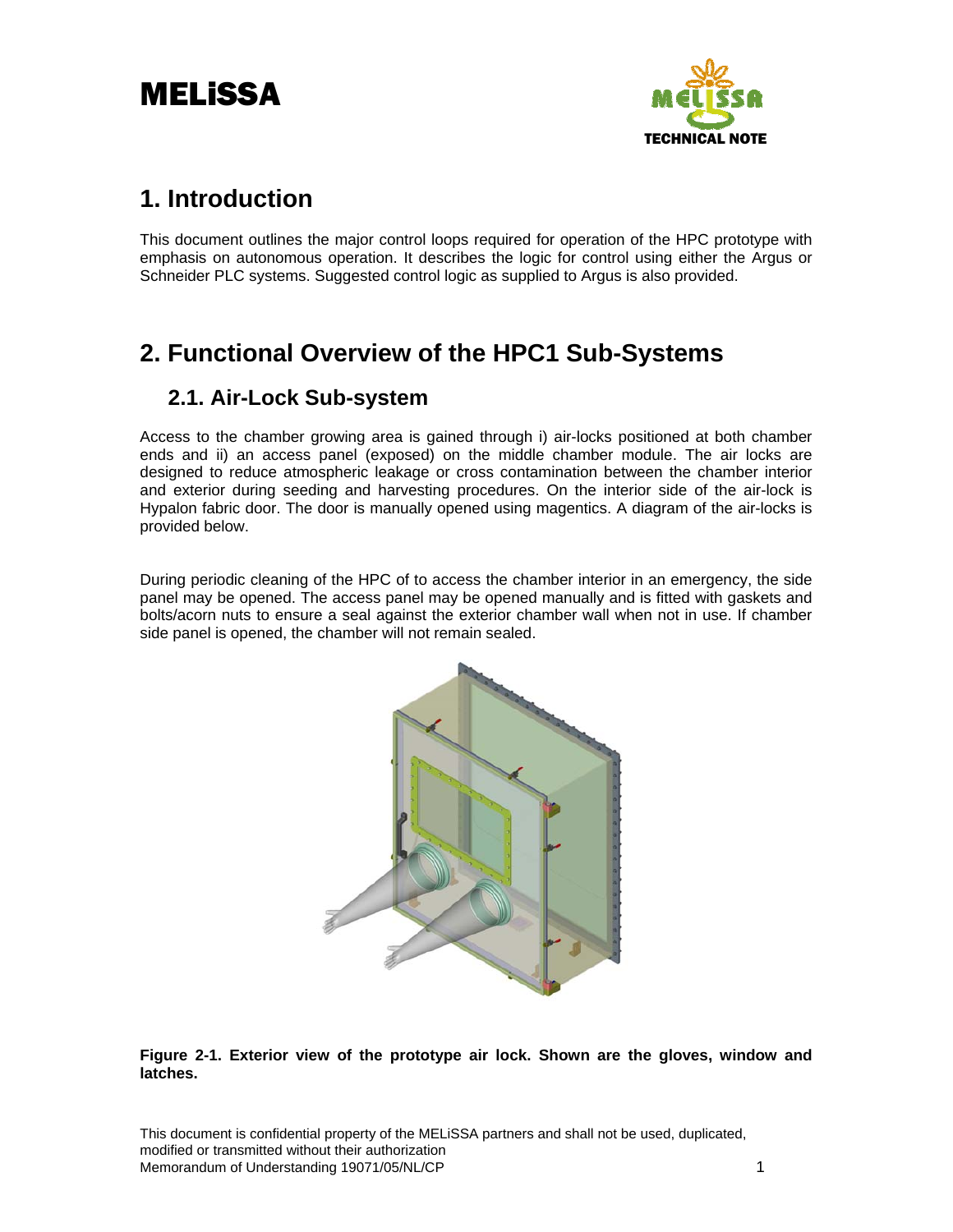# 1. Introduction

This document outlines the major control loops required for operation of the HPC prototype with emphasis on autonomous operation. It describes the logic for control using either the Argus or Schneider PLC systems. Suggested control logic as supplied to Argus is also provided.

# 2. Functional Overview of the HPC1 Sub-Systems

## 2.1. Air-Lock Sub-system

Access to the chamber growing area is gained through i) air-locks positioned at both chamber ends and ii) an access panel (exposed) on the middle chamber module. The air locks are designed to reduce atmospheric leakage or cross contamination between the chamber interior and exterior during seeding and harvesting procedures. On the interior side of the air-lock is Hypalon fabric door. The door is manually opened using magentics. A diagram of the air-locks is provided below.

During periodic cleaning of the HPC of to access the chamber interior in an emergency, the side panel may be opened. The access panel may be opened manually and is fitted with gaskets and bolts/acorn nuts to ensure a seal against the exterior chamber wall when not in use. If chamber side panel is opened, the chamber will not remain sealed.

**Figure 2-1. Exterior view of the prototype air lock. Shown are the gloves, window and latches.**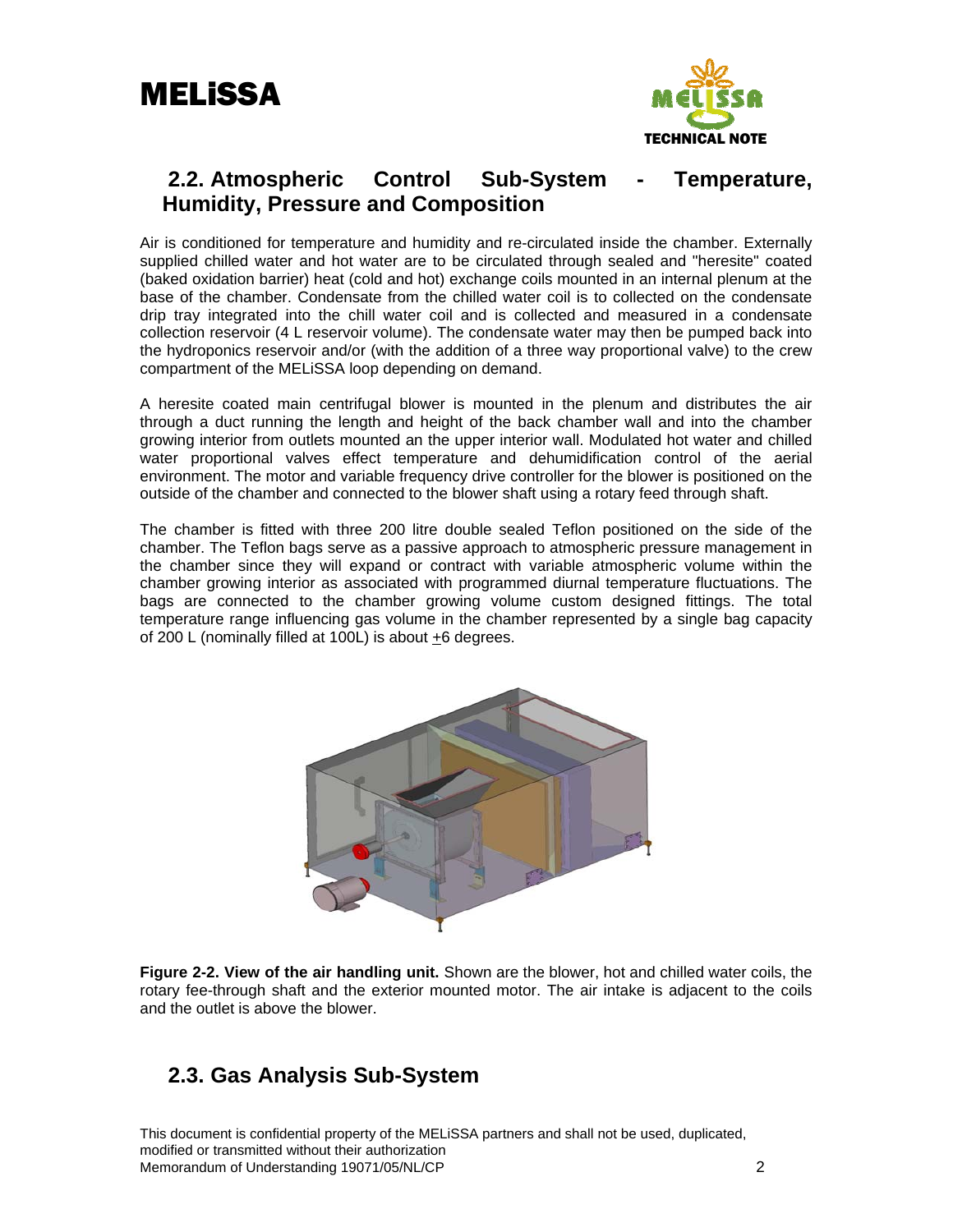## 2.2. Atmospheric Control Sub-System - Temperature, Humidity, Pressure and Composition

Air is conditioned for temperature and humidity and re-circulated inside the chamber. Externally supplied chilled water and hot water are to be circulated through sealed and "heresite" coated (baked oxidation barrier) heat (cold and hot) exchange coils mounted in an internal plenum at the base of the chamber. Condensate from the chilled water coil is to collected on the condensate drip tray integrated into the chill water coil and is collected and measured in a condensate collection reservoir (4 L reservoir volume). The condensate water may then be pumped back into the hydroponics reservoir and/or (with the addition of a three way proportional valve) to the crew compartment of the MELiSSA loop depending on demand.

A heresite coated main centrifugal blower is mounted in the plenum and distributes the air through a duct running the length and height of the back chamber wall and into the chamber growing interior from outlets mounted an the upper interior wall. Modulated hot water and chilled water proportional valves effect temperature and dehumidification control of the aerial environment. The motor and variable frequency drive controller for the blower is positioned on the outside of the chamber and connected to the blower shaft using a rotary feed through shaft.

The chamber is fitted with three 200 litre double sealed Teflon positioned on the side of the chamber. The Teflon bags serve as a passive approach to atmospheric pressure management in the chamber since they will expand or contract with variable atmospheric volume within the chamber growing interior as associated with programmed diurnal temperature fluctuations. The bags are connected to the chamber growing volume custom designed fittings. The total temperature range influencing gas volume in the chamber represented by a single bag capacity of 200 L (nominally filled at 100L) is about $\pm$6 degrees.

**Figure 2-2. View of the air handling unit.** Shown are the blower, hot and chilled water coils, the rotary fee-through shaft and the exterior mounted motor. The air intake is adjacent to the coils and the outlet is above the blower.

## 2.3. Gas Analysis Sub-System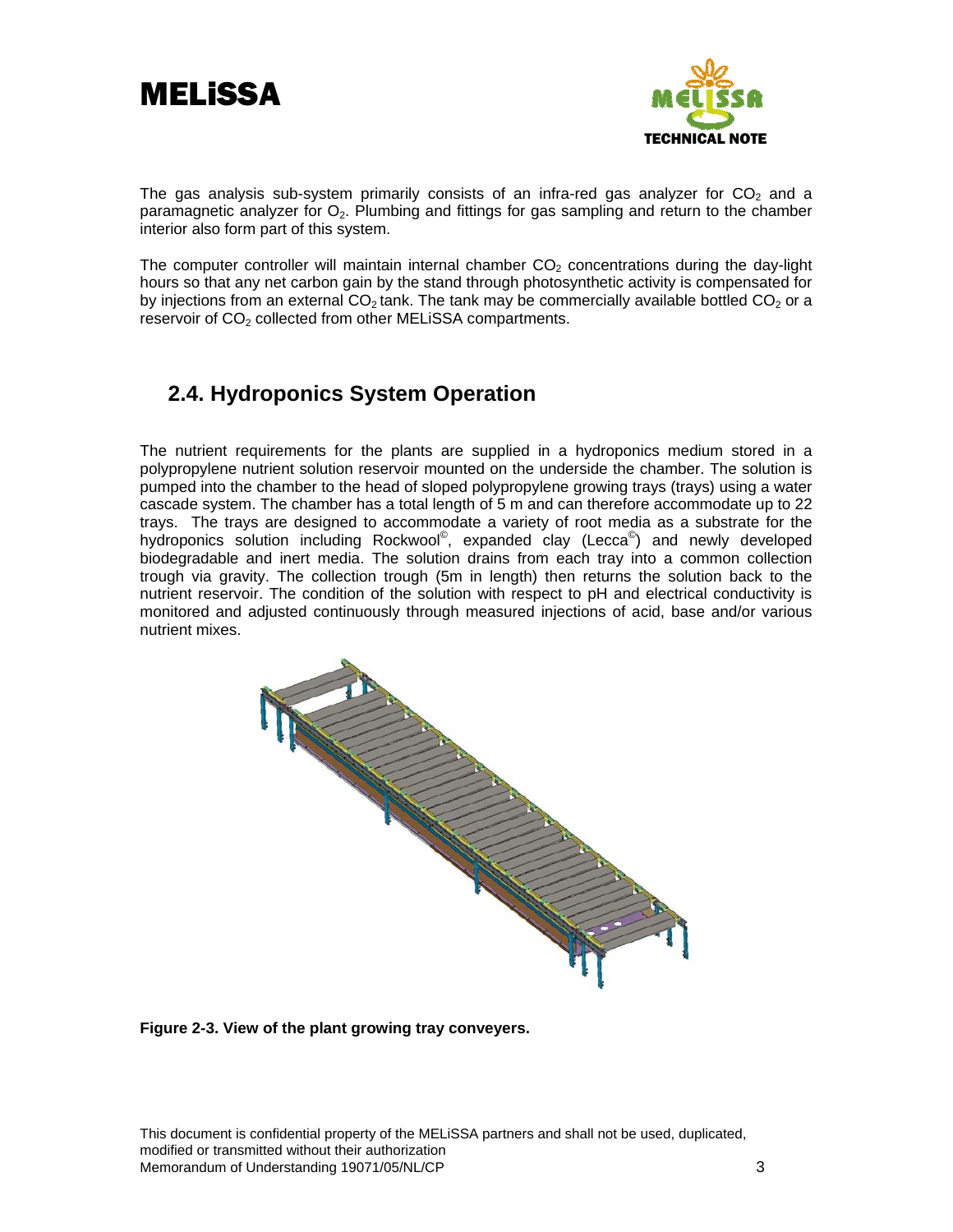The gas analysis sub-system primarily consists of an infra-red gas analyzer for $CO_2$ and a paramagnetic analyzer for $O_2$. Plumbing and fittings for gas sampling and return to the chamber interior also form part of this system.

The computer controller will maintain internal chamber $CO_2$ concentrations during the day-light hours so that any net carbon gain by the stand through photosynthetic activity is compensated for by injections from an external $CO_2$ tank. The tank may be commercially available bottled $CO_2$ or a reservoir of $CO_2$ collected from other MELiSSA compartments.

## 2.4. Hydroponics System Operation

The nutrient requirements for the plants are supplied in a hydroponics medium stored in a polypropylene nutrient solution reservoir mounted on the underside the chamber. The solution is pumped into the chamber to the head of sloped polypropylene growing trays (trays) using a water cascade system. The chamber has a total length of 5 m and can therefore accommodate up to 22 trays. The trays are designed to accommodate a variety of root media as a substrate for the hydroponics solution including Rockwool©, expanded clay (Lecca©) and newly developed biodegradable and inert media. The solution drains from each tray into a common collection trough via gravity. The collection trough (5m in length) then returns the solution back to the nutrient reservoir. The condition of the solution with respect to pH and electrical conductivity is monitored and adjusted continuously through measured injections of acid, base and/or various nutrient mixes.

**Figure 2-3. View of the plant growing tray conveyers.**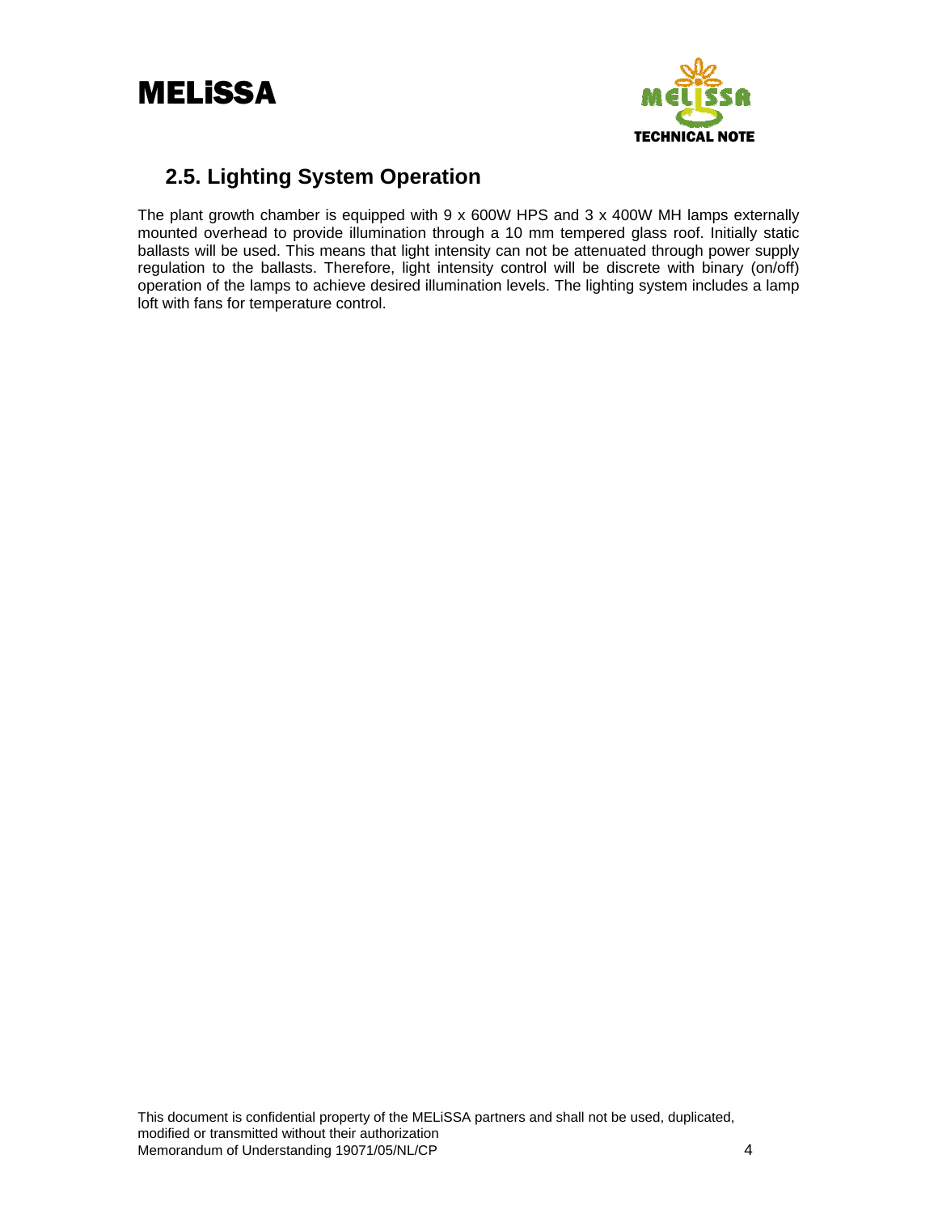## 2.5. Lighting System Operation

The plant growth chamber is equipped with 9 x 600W HPS and 3 x 400W MH lamps externally mounted overhead to provide illumination through a 10 mm tempered glass roof. Initially static ballasts will be used. This means that light intensity can not be attenuated through power supply regulation to the ballasts. Therefore, light intensity control will be discrete with binary (on/off) operation of the lamps to achieve desired illumination levels. The lighting system includes a lamp loft with fans for temperature control.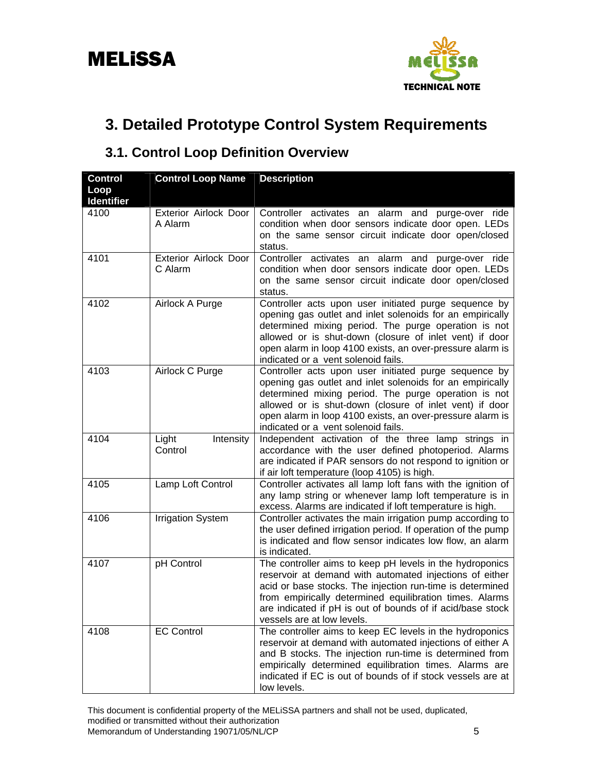# 3. Detailed Prototype Control System Requirements

## 3.1. Control Loop Definition Overview

| Control Loop Identifier | Control Loop Name | Description |
|---|---|---|
| 4100 | Exterior Airlock Door A Alarm | Controller activates an alarm and purge-over ride condition when door sensors indicate door open. LEDs on the same sensor circuit indicate door open/closed status. |
| 4101 | Exterior Airlock Door C Alarm | Controller activates an alarm and purge-over ride condition when door sensors indicate door open. LEDs on the same sensor circuit indicate door open/closed status. |
| 4102 | Airlock A Purge | Controller acts upon user initiated purge sequence by opening gas outlet and inlet solenoids for an empirically determined mixing period. The purge operation is not allowed or is shut-down (closure of inlet vent) if door open alarm in loop 4100 exists, an over-pressure alarm is indicated or a vent solenoid fails. |
| 4103 | Airlock C Purge | Controller acts upon user initiated purge sequence by opening gas outlet and inlet solenoids for an empirically determined mixing period. The purge operation is not allowed or is shut-down (closure of inlet vent) if door open alarm in loop 4100 exists, an over-pressure alarm is indicated or a vent solenoid fails. |
| 4104 | Light Intensity Control | Independent activation of the three lamp strings in accordance with the user defined photoperiod. Alarms are indicated if PAR sensors do not respond to ignition or if air loft temperature (loop 4105) is high. |
| 4105 | Lamp Loft Control | Controller activates all lamp loft fans with the ignition of any lamp string or whenever lamp loft temperature is in excess. Alarms are indicated if loft temperature is high. |
| 4106 | Irrigation System | Controller activates the main irrigation pump according to the user defined irrigation period. If operation of the pump is indicated and flow sensor indicates low flow, an alarm is indicated. |
| 4107 | pH Control | The controller aims to keep pH levels in the hydroponics reservoir at demand with automated injections of either acid or base stocks. The injection run-time is determined from empirically determined equilibration times. Alarms are indicated if pH is out of bounds of if acid/base stock vessels are at low levels. |
| 4108 | EC Control | The controller aims to keep EC levels in the hydroponics reservoir at demand with automated injections of either A and B stocks. The injection run-time is determined from empirically determined equilibration times. Alarms are indicated if EC is out of bounds of if stock vessels are at low levels. |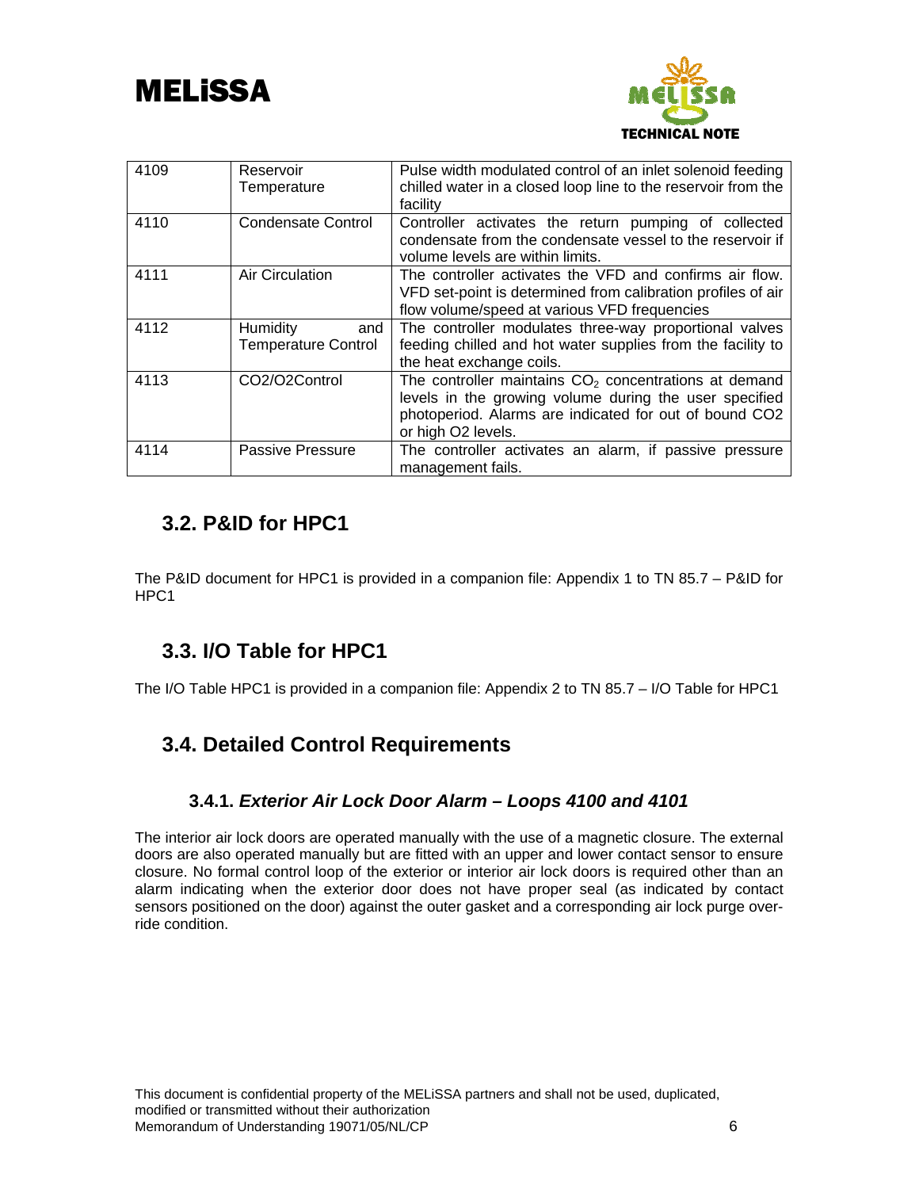| 4109 | Reservoir Temperature | Pulse width modulated control of an inlet solenoid feeding chilled water in a closed loop line to the reservoir from the facility |
|---|---|---|
| 4110 | Condensate Control | Controller activates the return pumping of collected condensate from the condensate vessel to the reservoir if volume levels are within limits. |
| 4111 | Air Circulation | The controller activates the VFD and confirms air flow. VFD set-point is determined from calibration profiles of air flow volume/speed at various VFD frequencies |
| 4112 | Humidity and Temperature Control | The controller modulates three-way proportional valves feeding chilled and hot water supplies from the facility to the heat exchange coils. |
| 4113 | CO2/O2Control | The controller maintains $CO_2$ concentrations at demand levels in the growing volume during the user specified photoperiod. Alarms are indicated for out of bound CO2 or high O2 levels. |
| 4114 | Passive Pressure | The controller activates an alarm, if passive pressure management fails. |

## 3.2. P&ID for HPC1

The P&ID document for HPC1 is provided in a companion file: Appendix 1 to TN 85.7 – P&ID for HPC1

## 3.3. I/O Table for HPC1

The I/O Table HPC1 is provided in a companion file: Appendix 2 to TN 85.7 – I/O Table for HPC1

## 3.4. Detailed Control Requirements

### 3.4.1. *Exterior Air Lock Door Alarm – Loops 4100 and 4101*

The interior air lock doors are operated manually with the use of a magnetic closure. The external doors are also operated manually but are fitted with an upper and lower contact sensor to ensure closure. No formal control loop of the exterior or interior air lock doors is required other than an alarm indicating when the exterior door does not have proper seal (as indicated by contact sensors positioned on the door) against the outer gasket and a corresponding air lock purge over-ride condition.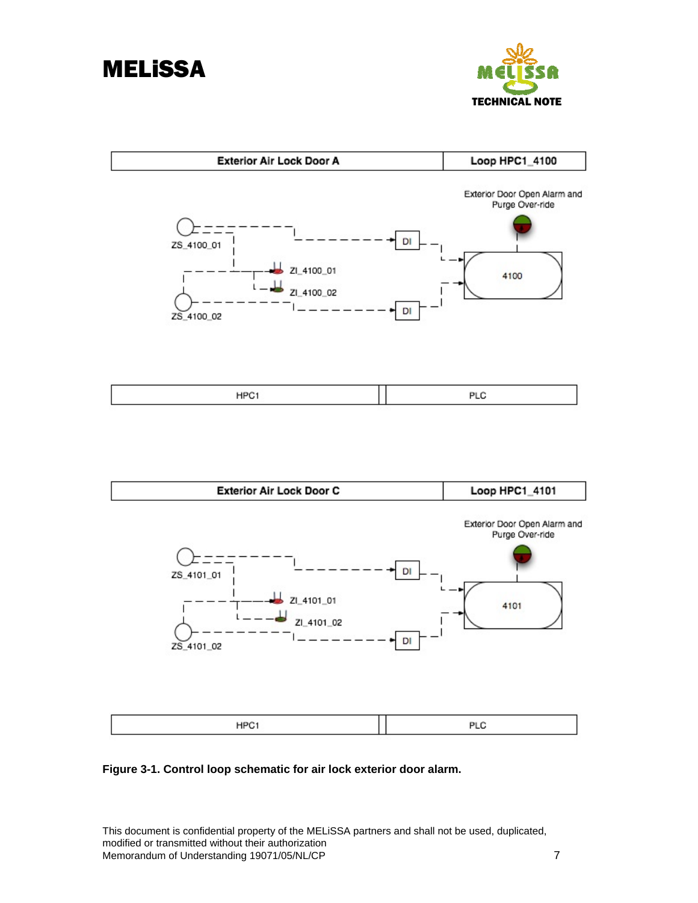| Exterior Air Lock Door A | Loop HPC1_4100 |
| --- | --- |

Exterior Door Open Alarm and Purge Over-ride

ZS_4100_01

ZI_4100_01

ZI_4100_02

ZS_4100_02

DI

DI

4100

| HPC1 | PLC |
| --- | --- |

| Exterior Air Lock Door C | Loop HPC1_4101 |
| --- | --- |

Exterior Door Open Alarm and Purge Over-ride

ZS_4101_01

ZI_4101_01

ZI_4101_02

ZS_4101_02

DI

DI

4101

| HPC1 | PLC |
| --- | --- |

**Figure 3-1. Control loop schematic for air lock exterior door alarm.**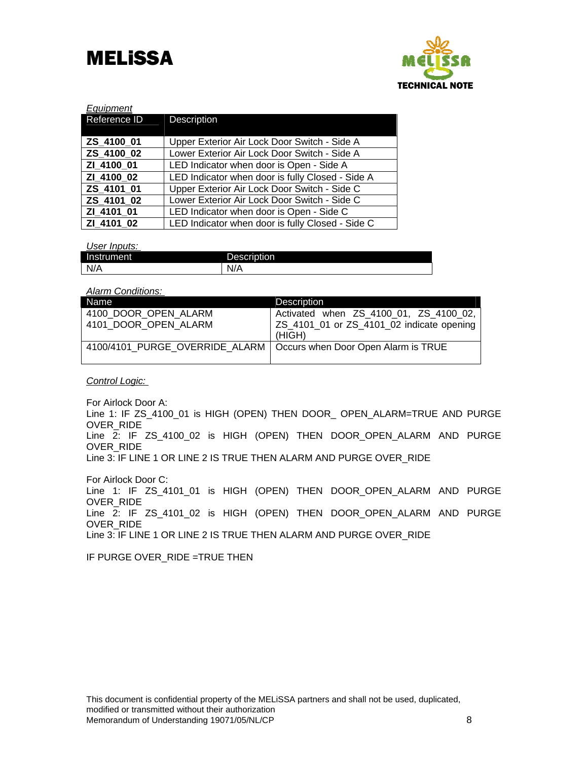*Equipment*

| Reference ID | Description |
|---|---|
| **ZS_4100_01** | Upper Exterior Air Lock Door Switch - Side A |
| **ZS_4100_02** | Lower Exterior Air Lock Door Switch - Side A |
| **ZI_4100_01** | LED Indicator when door is Open - Side A |
| **ZI_4100_02** | LED Indicator when door is fully Closed - Side A |
| **ZS_4101_01** | Upper Exterior Air Lock Door Switch - Side C |
| **ZS_4101_02** | Lower Exterior Air Lock Door Switch - Side C |
| **ZI_4101_01** | LED Indicator when door is Open - Side C |
| **ZI_4101_02** | LED Indicator when door is fully Closed - Side C |

*User Inputs:*

| Instrument | Description |
|---|---|
| N/A | N/A |

*Alarm Conditions:*

| Name | Description |
|---|---|
| 4100_DOOR_OPEN_ALARM<br>4101_DOOR_OPEN_ALARM | Activated when ZS_4100_01, ZS_4100_02, ZS_4101_01 or ZS_4101_02 indicate opening (HIGH) |
| 4100/4101_PURGE_OVERRIDE_ALARM | Occurs when Door Open Alarm is TRUE |

*Control Logic:*

For Airlock Door A:
Line 1: IF ZS_4100_01 is HIGH (OPEN) THEN DOOR_ OPEN_ALARM=TRUE AND PURGE OVER_RIDE
Line 2: IF ZS_4100_02 is HIGH (OPEN) THEN DOOR_OPEN_ALARM AND PURGE OVER_RIDE
Line 3: IF LINE 1 OR LINE 2 IS TRUE THEN ALARM AND PURGE OVER_RIDE

For Airlock Door C:
Line 1: IF ZS_4101_01 is HIGH (OPEN) THEN DOOR_OPEN_ALARM AND PURGE OVER_RIDE
Line 2: IF ZS_4101_02 is HIGH (OPEN) THEN DOOR_OPEN_ALARM AND PURGE OVER_RIDE
Line 3: IF LINE 1 OR LINE 2 IS TRUE THEN ALARM AND PURGE OVER_RIDE

IF PURGE OVER_RIDE =TRUE THEN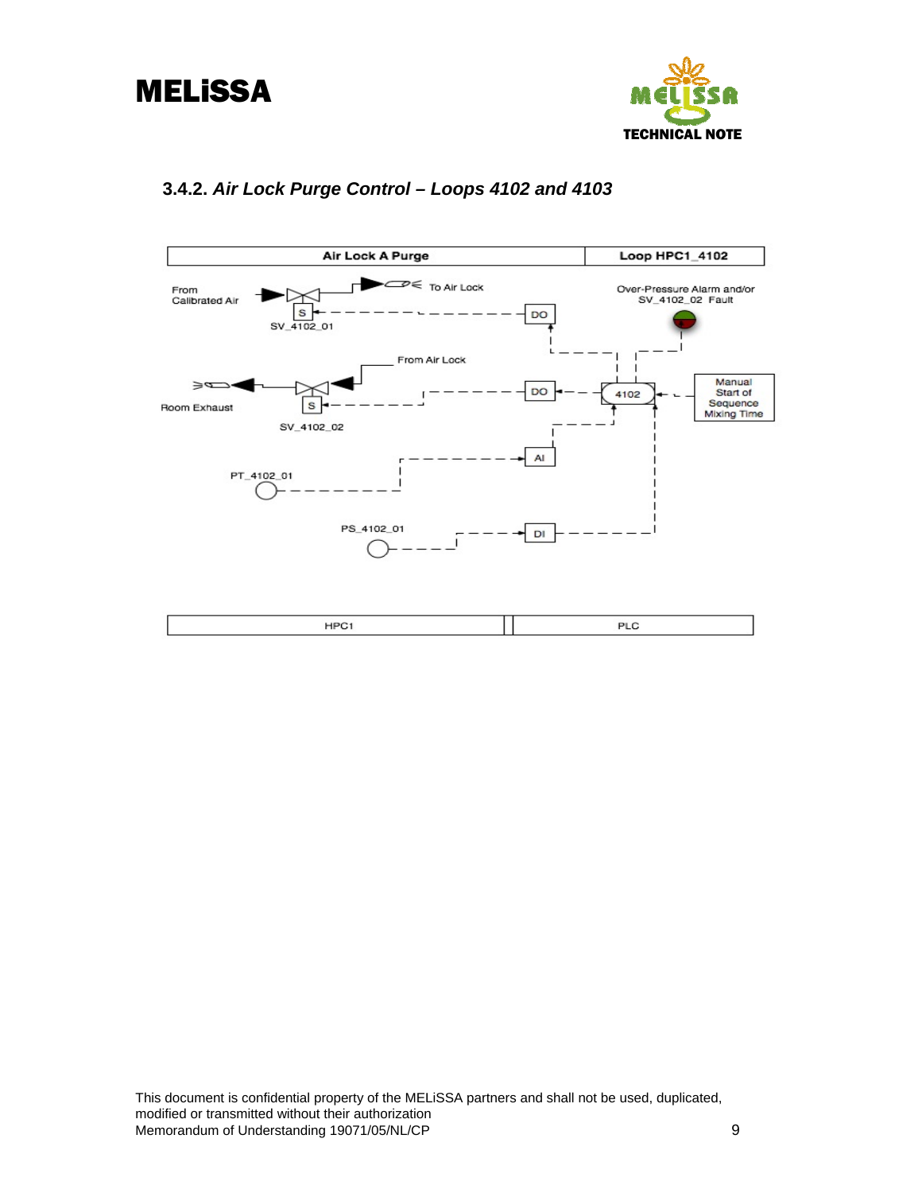### 3.4.2. *Air Lock Purge Control – Loops 4102 and 4103*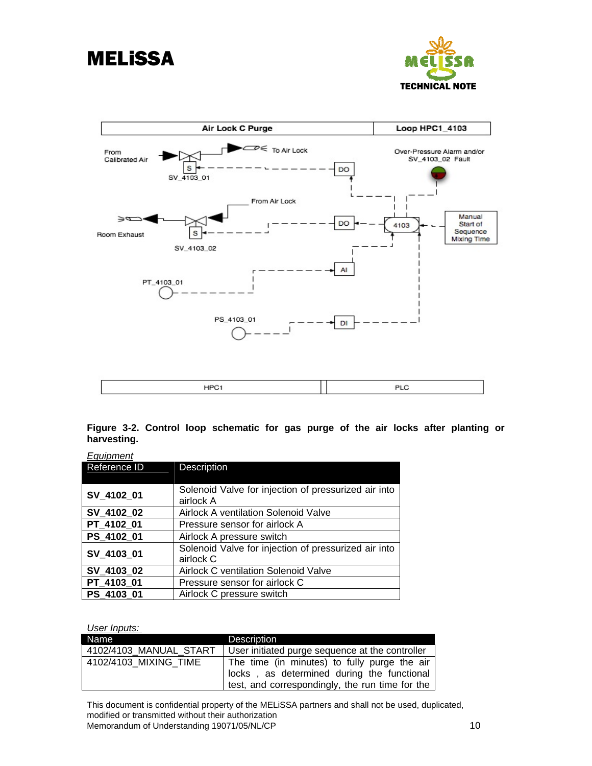Figure 3-2. Control loop schematic for gas purge of the air locks after planting or harvesting.

*Equipment*

| Reference ID | Description |
|---|---|
| **SV_4102_01** | Solenoid Valve for injection of pressurized air into airlock A |
| **SV_4102_02** | Airlock A ventilation Solenoid Valve |
| **PT_4102_01** | Pressure sensor for airlock A |
| **PS_4102_01** | Airlock A pressure switch |
| **SV_4103_01** | Solenoid Valve for injection of pressurized air into airlock C |
| **SV_4103_02** | Airlock C ventilation Solenoid Valve |
| **PT_4103_01** | Pressure sensor for airlock C |
| **PS_4103_01** | Airlock C pressure switch |

*User Inputs:*

| Name | Description |
|---|---|
| 4102/4103_MANUAL_START | User initiated purge sequence at the controller |
| 4102/4103_MIXING_TIME | The time (in minutes) to fully purge the air locks , as determined during the functional test, and correspondingly, the run time for the |

This document is confidential property of the MELiSSA partners and shall not be used, duplicated, modified or transmitted without their authorization
Memorandum of Understanding 19071/05/NL/CP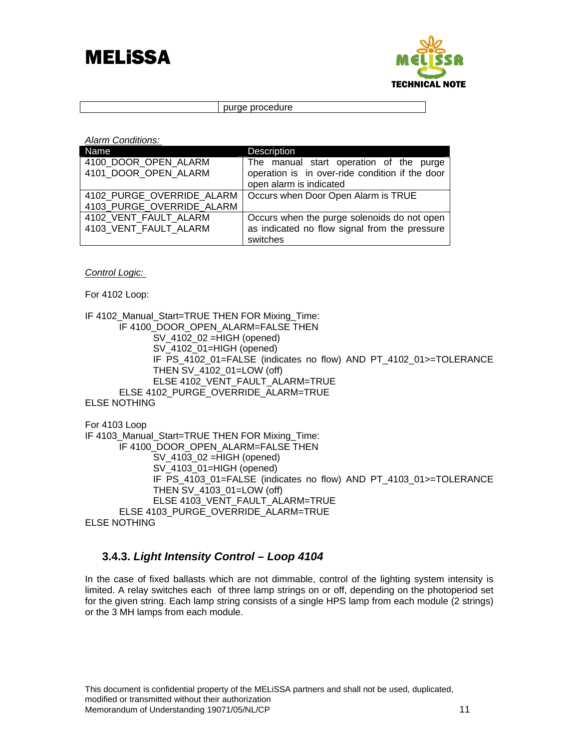| | purge procedure |
|---|---|

*Alarm Conditions:*

| Name | Description |
|---|---|
| 4100_DOOR_OPEN_ALARM<br>4101_DOOR_OPEN_ALARM | The manual start operation of the purge operation is in over-ride condition if the door open alarm is indicated |
| 4102_PURGE_OVERRIDE_ALARM<br>4103_PURGE_OVERRIDE_ALARM | Occurs when Door Open Alarm is TRUE |
| 4102_VENT_FAULT_ALARM<br>4103_VENT_FAULT_ALARM | Occurs when the purge solenoids do not open as indicated no flow signal from the pressure switches |

*Control Logic:*

For 4102 Loop:

```
IF 4102_Manual_Start=TRUE THEN FOR Mixing_Time:
        IF 4100_DOOR_OPEN_ALARM=FALSE THEN
                SV_4102_02 =HIGH (opened)
                SV_4102_01=HIGH (opened)
                IF PS_4102_01=FALSE (indicates no flow) AND PT_4102_01>=TOLERANCE
                THEN SV_4102_01=LOW (off)
                ELSE 4102_VENT_FAULT_ALARM=TRUE
        ELSE 4102_PURGE_OVERRIDE_ALARM=TRUE
ELSE NOTHING
```

For 4103 Loop

```
IF 4103_Manual_Start=TRUE THEN FOR Mixing_Time:
        IF 4100_DOOR_OPEN_ALARM=FALSE THEN
                SV_4103_02 =HIGH (opened)
                SV_4103_01=HIGH (opened)
                IF PS_4103_01=FALSE (indicates no flow) AND PT_4103_01>=TOLERANCE
                THEN SV_4103_01=LOW (off)
                ELSE 4103_VENT_FAULT_ALARM=TRUE
        ELSE 4103_PURGE_OVERRIDE_ALARM=TRUE
ELSE NOTHING
```

### 3.4.3. *Light Intensity Control – Loop 4104*

In the case of fixed ballasts which are not dimmable, control of the lighting system intensity is limited. A relay switches each of three lamp strings on or off, depending on the photoperiod set for the given string. Each lamp string consists of a single HPS lamp from each module (2 strings) or the 3 MH lamps from each module.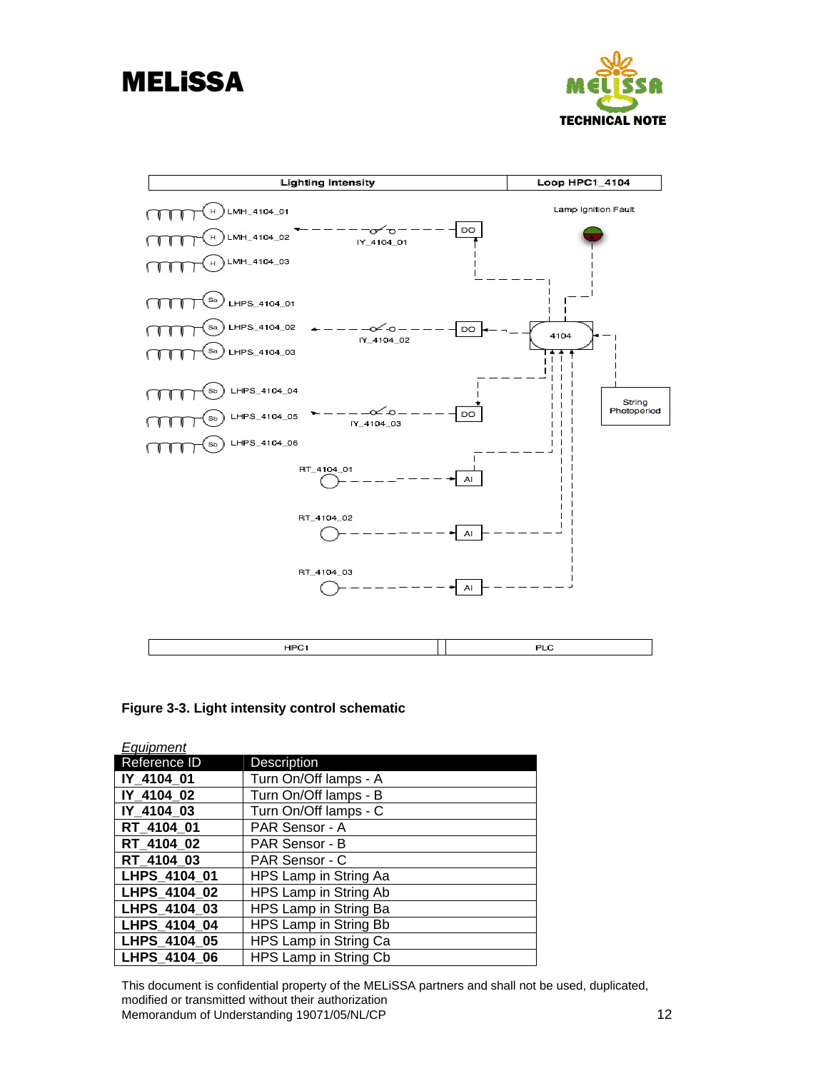Figure 3-3. Light intensity control schematic

*Equipment*

| Reference ID | Description |
|---|---|
| **IY_4104_01** | Turn On/Off lamps - A |
| **IY_4104_02** | Turn On/Off lamps - B |
| **IY_4104_03** | Turn On/Off lamps - C |
| **RT_4104_01** | PAR Sensor - A |
| **RT_4104_02** | PAR Sensor - B |
| **RT_4104_03** | PAR Sensor - C |
| **LHPS_4104_01** | HPS Lamp in String Aa |
| **LHPS_4104_02** | HPS Lamp in String Ab |
| **LHPS_4104_03** | HPS Lamp in String Ba |
| **LHPS_4104_04** | HPS Lamp in String Bb |
| **LHPS_4104_05** | HPS Lamp in String Ca |
| **LHPS_4104_06** | HPS Lamp in String Cb |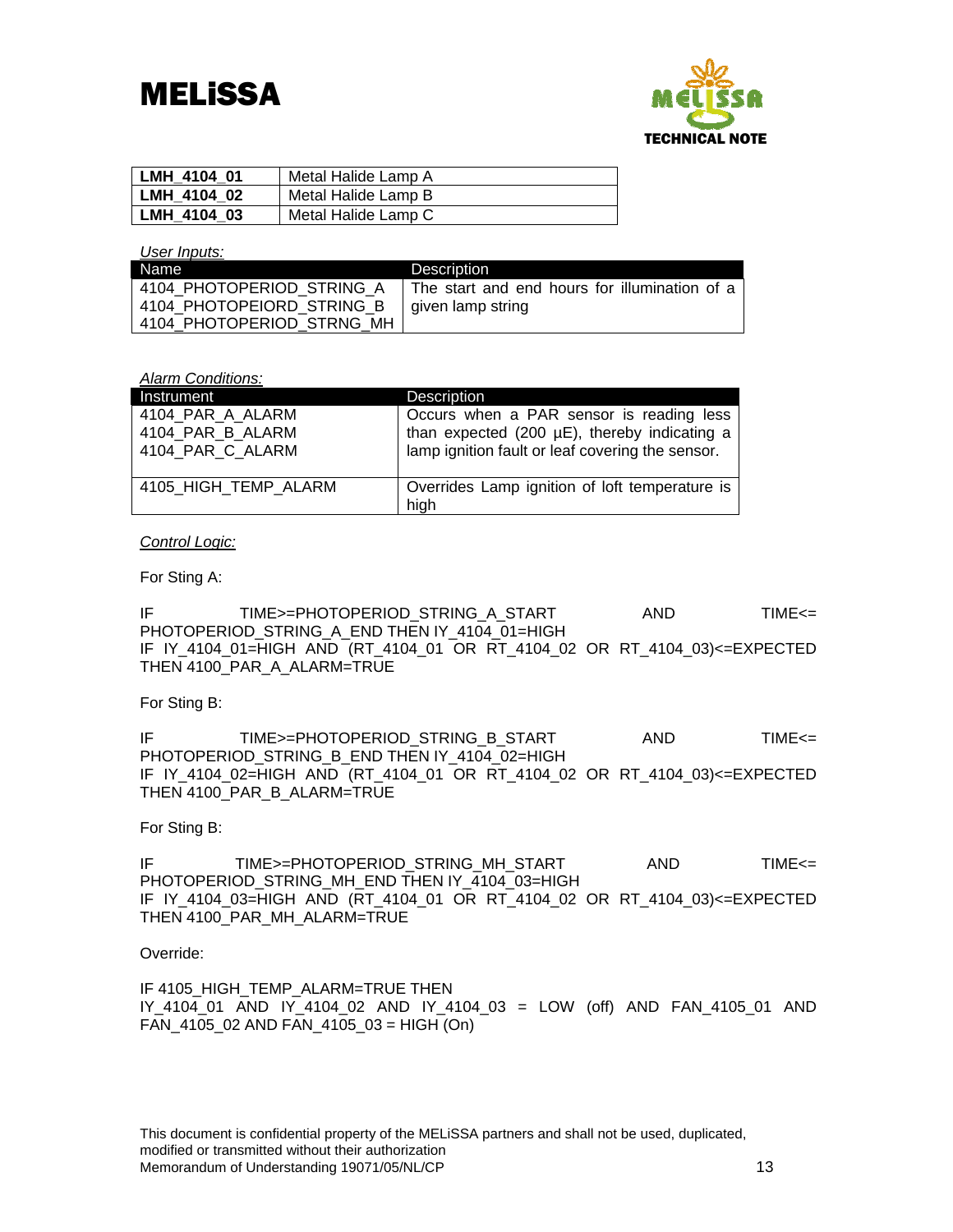| LMH_4104_01 | Metal Halide Lamp A |
| --- | --- |
| LMH_4104_02 | Metal Halide Lamp B |
| LMH_4104_03 | Metal Halide Lamp C |

*User Inputs:*

| Name | Description |
| --- | --- |
| 4104_PHOTOPERIOD_STRING_A<br>4104_PHOTOPEIORD_STRING_B<br>4104_PHOTOPERIOD_STRNG_MH | The start and end hours for illumination of a given lamp string |

*Alarm Conditions:*

| Instrument | Description |
| --- | --- |
| 4104_PAR_A_ALARM<br>4104_PAR_B_ALARM<br>4104_PAR_C_ALARM | Occurs when a PAR sensor is reading less than expected (200 µE), thereby indicating a lamp ignition fault or leaf covering the sensor. |
| 4105_HIGH_TEMP_ALARM | Overrides Lamp ignition of loft temperature is high |

*Control Logic:*

For Sting A:

IF TIME>=PHOTOPERIOD_STRING_A_START AND TIME<= PHOTOPERIOD_STRING_A_END THEN IY_4104_01=HIGH
IF IY_4104_01=HIGH AND (RT_4104_01 OR RT_4104_02 OR RT_4104_03)<=EXPECTED THEN 4100_PAR_A_ALARM=TRUE

For Sting B:

IF TIME>=PHOTOPERIOD_STRING_B_START AND TIME<= PHOTOPERIOD_STRING_B_END THEN IY_4104_02=HIGH
IF IY_4104_02=HIGH AND (RT_4104_01 OR RT_4104_02 OR RT_4104_03)<=EXPECTED THEN 4100_PAR_B_ALARM=TRUE

For Sting B:

IF TIME>=PHOTOPERIOD_STRING_MH_START AND TIME<= PHOTOPERIOD_STRING_MH_END THEN IY_4104_03=HIGH
IF IY_4104_03=HIGH AND (RT_4104_01 OR RT_4104_02 OR RT_4104_03)<=EXPECTED THEN 4100_PAR_MH_ALARM=TRUE

Override:

IF 4105_HIGH_TEMP_ALARM=TRUE THEN
IY_4104_01 AND IY_4104_02 AND IY_4104_03 = LOW (off) AND FAN_4105_01 AND FAN_4105_02 AND FAN_4105_03 = HIGH (On)

This document is confidential property of the MELiSSA partners and shall not be used, duplicated, modified or transmitted without their authorization
Memorandum of Understanding 19071/05/NL/CP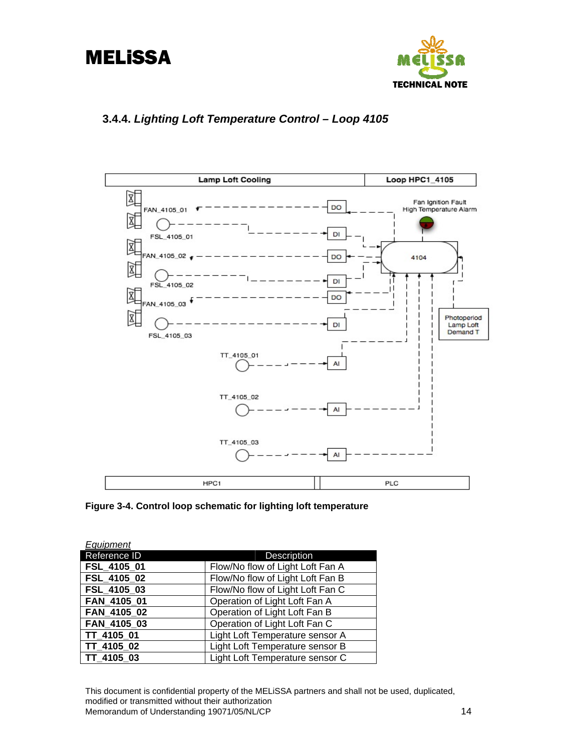### 3.4.4. *Lighting Loft Temperature Control – Loop 4105*

**Figure 3-4. Control loop schematic for lighting loft temperature**

*Equipment*

| Reference ID | Description |
|---|---|
| **FSL_4105_01** | Flow/No flow of Light Loft Fan A |
| **FSL_4105_02** | Flow/No flow of Light Loft Fan B |
| **FSL_4105_03** | Flow/No flow of Light Loft Fan C |
| **FAN_4105_01** | Operation of Light Loft Fan A |
| **FAN_4105_02** | Operation of Light Loft Fan B |
| **FAN_4105_03** | Operation of Light Loft Fan C |
| **TT_4105_01** | Light Loft Temperature sensor A |
| **TT_4105_02** | Light Loft Temperature sensor B |
| **TT_4105_03** | Light Loft Temperature sensor C |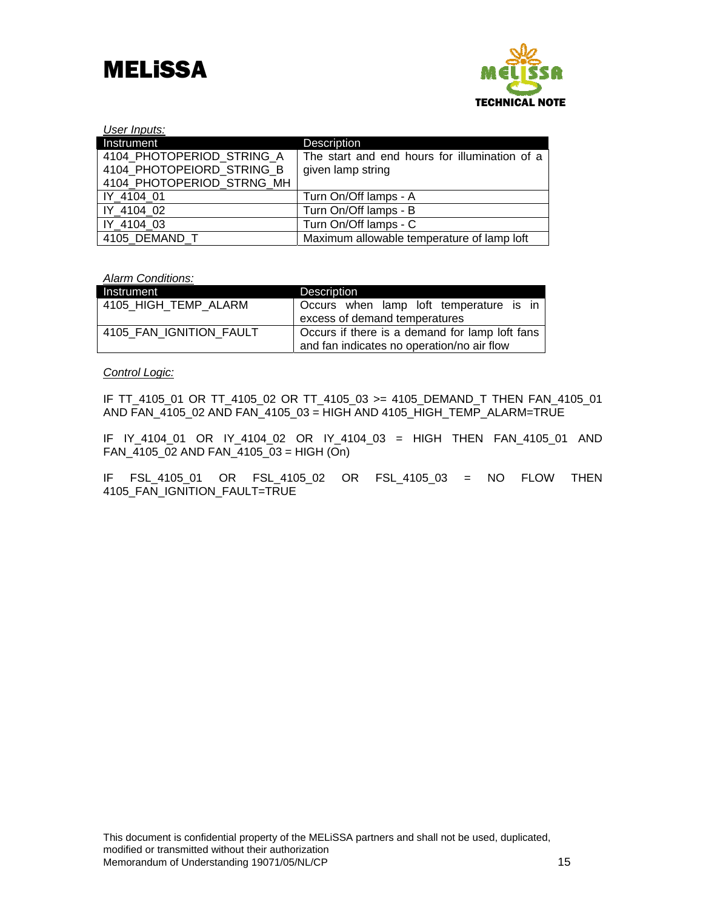*User Inputs:*

| Instrument | Description |
|---|---|
| 4104_PHOTOPERIOD_STRING_A<br>4104_PHOTOPEIORD_STRING_B<br>4104_PHOTOPERIOD_STRNG_MH | The start and end hours for illumination of a given lamp string |
| IY_4104_01 | Turn On/Off lamps - A |
| IY_4104_02 | Turn On/Off lamps - B |
| IY_4104_03 | Turn On/Off lamps - C |
| 4105_DEMAND_T | Maximum allowable temperature of lamp loft |

*Alarm Conditions:*

| Instrument | Description |
|---|---|
| 4105_HIGH_TEMP_ALARM | Occurs when lamp loft temperature is in excess of demand temperatures |
| 4105_FAN_IGNITION_FAULT | Occurs if there is a demand for lamp loft fans and fan indicates no operation/no air flow |

*Control Logic:*

IF TT_4105_01 OR TT_4105_02 OR TT_4105_03 >= 4105_DEMAND_T THEN FAN_4105_01 AND FAN_4105_02 AND FAN_4105_03 = HIGH AND 4105_HIGH_TEMP_ALARM=TRUE

IF IY_4104_01 OR IY_4104_02 OR IY_4104_03 = HIGH THEN FAN_4105_01 AND FAN_4105_02 AND FAN_4105_03 = HIGH (On)

IF FSL_4105_01 OR FSL_4105_02 OR FSL_4105_03 = NO FLOW THEN 4105_FAN_IGNITION_FAULT=TRUE

This document is confidential property of the MELiSSA partners and shall not be used, duplicated, modified or transmitted without their authorization
Memorandum of Understanding 19071/05/NL/CP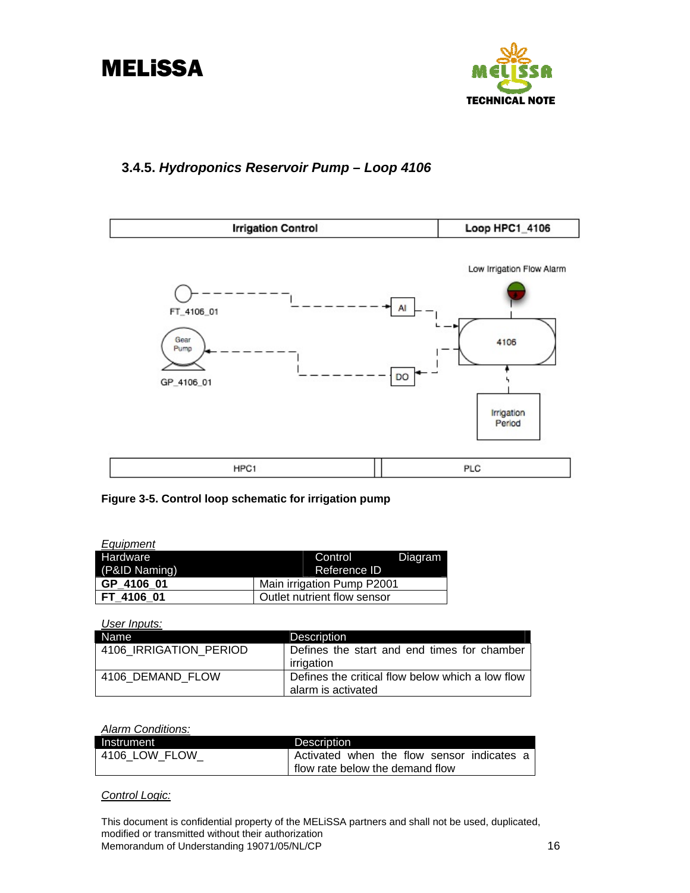### 3.4.5. *Hydroponics Reservoir Pump – Loop 4106*

Figure 3-5. Control loop schematic for irrigation pump

*Equipment*

| Hardware (P&ID Naming) | Control Diagram Reference ID |
|---|---|
| **GP_4106_01** | Main irrigation Pump P2001 |
| **FT_4106_01** | Outlet nutrient flow sensor |

*User Inputs:*

| Name | Description |
|---|---|
| 4106_IRRIGATION_PERIOD | Defines the start and end times for chamber irrigation |
| 4106_DEMAND_FLOW | Defines the critical flow below which a low flow alarm is activated |

*Alarm Conditions:*

| Instrument | Description |
|---|---|
| 4106_LOW_FLOW_ | Activated when the flow sensor indicates a flow rate below the demand flow |

*Control Logic:*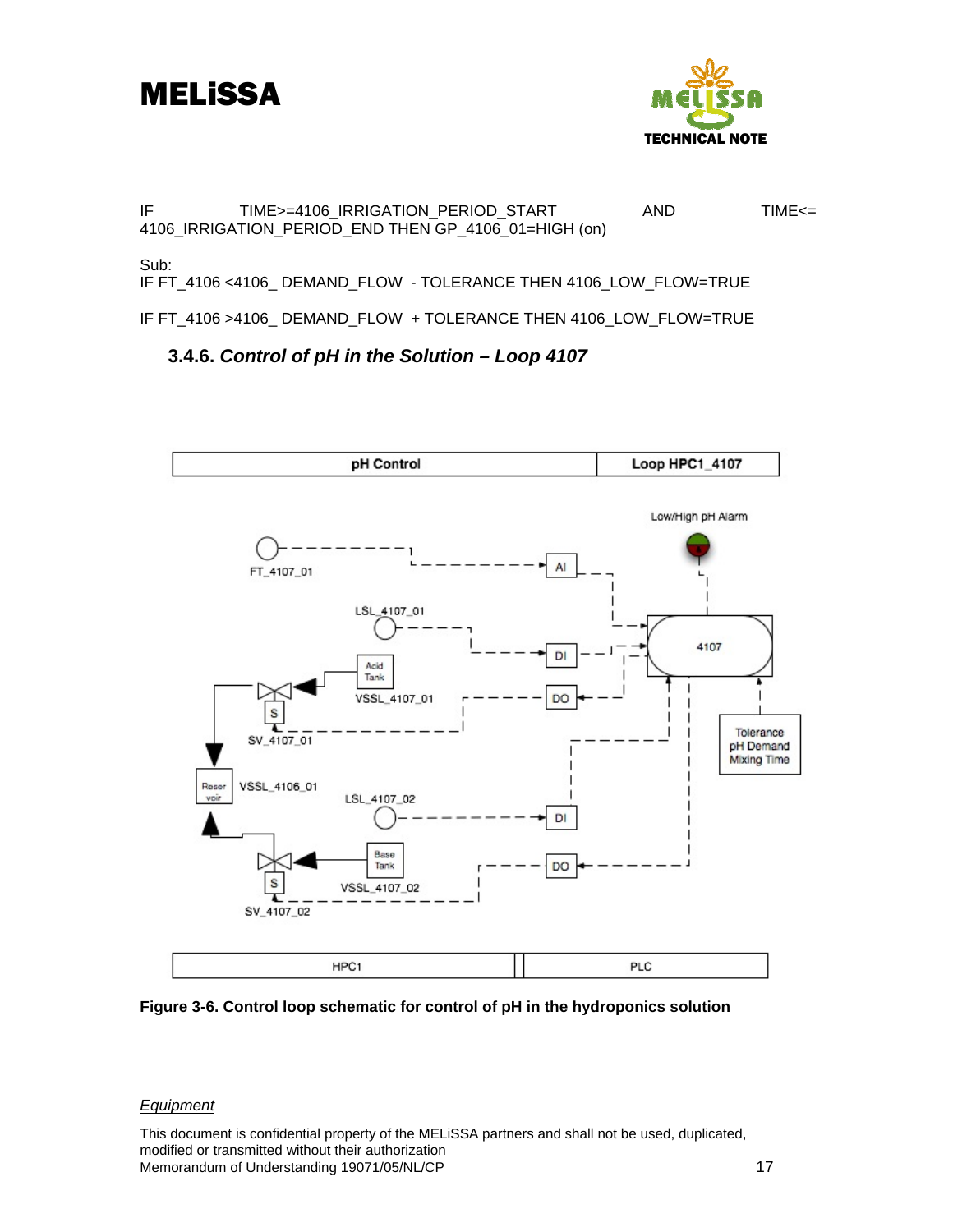IF TIME>=4106_IRRIGATION_PERIOD_START AND TIME<= 4106_IRRIGATION_PERIOD_END THEN GP_4106_01=HIGH (on)

Sub:
IF FT_4106 <4106_ DEMAND_FLOW - TOLERANCE THEN 4106_LOW_FLOW=TRUE

IF FT_4106 >4106_ DEMAND_FLOW + TOLERANCE THEN 4106_LOW_FLOW=TRUE

### 3.4.6. *Control of pH in the Solution – Loop 4107*

| pH Control | Loop HPC1_4107 |
|---|---|

Low/High pH Alarm

FT_4107_01 — AI

LSL_4107_01 — DI

Acid Tank — VSSL_4107_01

DO

SV_4107_01

4107

Tolerance
pH Demand
Mixing Time

Reservoir — VSSL_4106_01

LSL_4107_02 — DI

Base Tank — VSSL_4107_02

DO

SV_4107_02

| HPC1 | PLC |
|---|---|

**Figure 3-6. Control loop schematic for control of pH in the hydroponics solution**

*Equipment*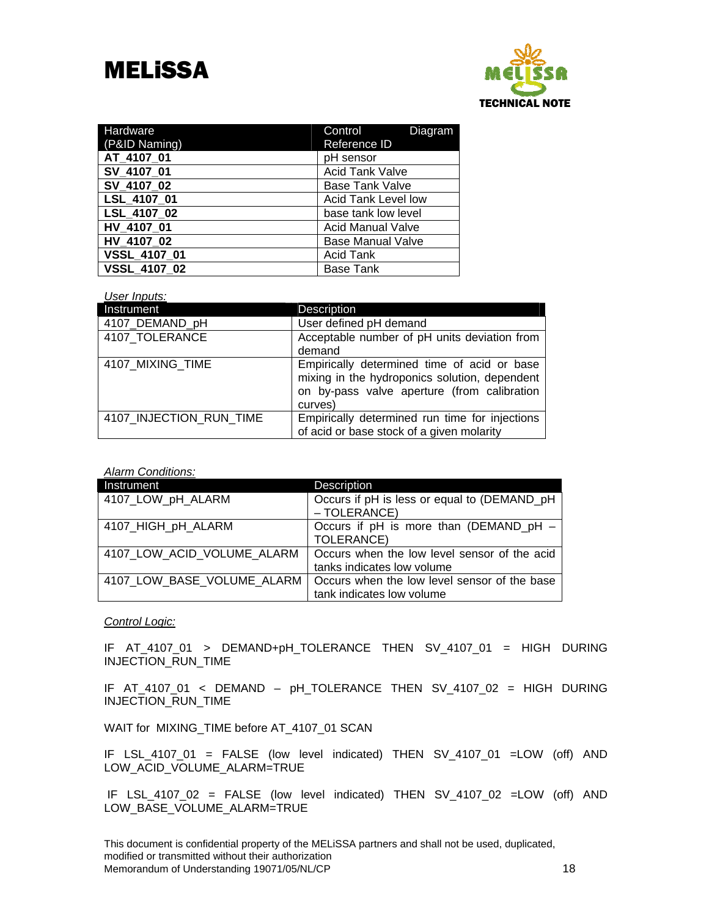| Hardware (P&ID Naming) | Control Diagram Reference ID |
|---|---|
| **AT_4107_01** | pH sensor |
| **SV_4107_01** | Acid Tank Valve |
| **SV_4107_02** | Base Tank Valve |
| **LSL_4107_01** | Acid Tank Level low |
| **LSL_4107_02** | base tank low level |
| **HV_4107_01** | Acid Manual Valve |
| **HV_4107_02** | Base Manual Valve |
| **VSSL_4107_01** | Acid Tank |
| **VSSL_4107_02** | Base Tank |

*User Inputs:*

| Instrument | Description |
|---|---|
| 4107_DEMAND_pH | User defined pH demand |
| 4107_TOLERANCE | Acceptable number of pH units deviation from demand |
| 4107_MIXING_TIME | Empirically determined time of acid or base mixing in the hydroponics solution, dependent on by-pass valve aperture (from calibration curves) |
| 4107_INJECTION_RUN_TIME | Empirically determined run time for injections of acid or base stock of a given molarity |

*Alarm Conditions:*

| Instrument | Description |
|---|---|
| 4107_LOW_pH_ALARM | Occurs if pH is less or equal to (DEMAND_pH – TOLERANCE) |
| 4107_HIGH_pH_ALARM | Occurs if pH is more than (DEMAND_pH – TOLERANCE) |
| 4107_LOW_ACID_VOLUME_ALARM | Occurs when the low level sensor of the acid tanks indicates low volume |
| 4107_LOW_BASE_VOLUME_ALARM | Occurs when the low level sensor of the base tank indicates low volume |

*Control Logic:*

IF AT_4107_01 > DEMAND+pH_TOLERANCE THEN SV_4107_01 = HIGH DURING INJECTION_RUN_TIME

IF AT_4107_01 < DEMAND – pH_TOLERANCE THEN SV_4107_02 = HIGH DURING INJECTION_RUN_TIME

WAIT for MIXING_TIME before AT_4107_01 SCAN

IF LSL_4107_01 = FALSE (low level indicated) THEN SV_4107_01 =LOW (off) AND LOW_ACID_VOLUME_ALARM=TRUE

IF LSL_4107_02 = FALSE (low level indicated) THEN SV_4107_02 =LOW (off) AND LOW_BASE_VOLUME_ALARM=TRUE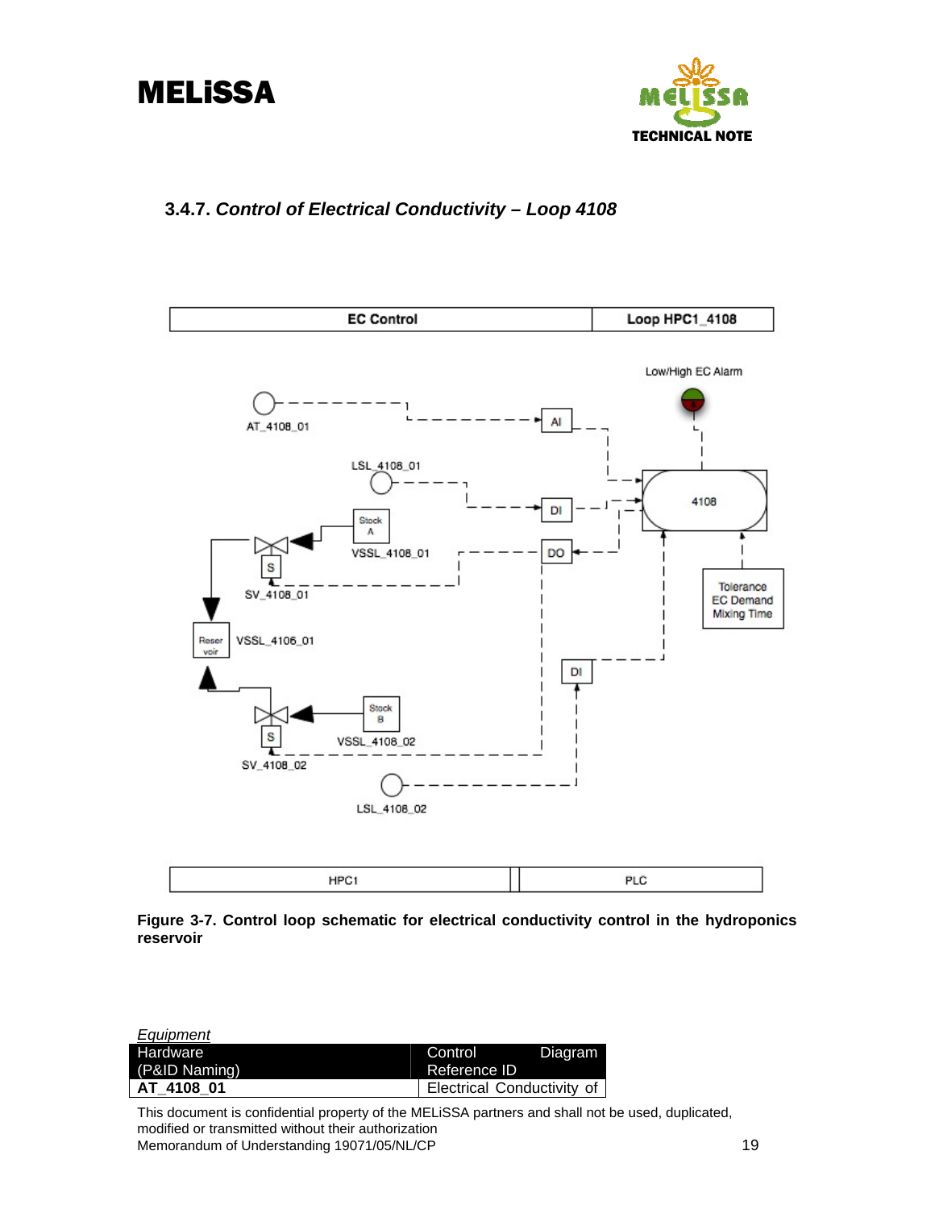### 3.4.7. *Control of Electrical Conductivity – Loop 4108*

**Figure 3-7. Control loop schematic for electrical conductivity control in the hydroponics reservoir**

*Equipment*

| Hardware (P&ID Naming) | Control Diagram Reference ID |
|---|---|
| **AT_4108_01** | Electrical Conductivity of |

This document is confidential property of the MELiSSA partners and shall not be used, duplicated, modified or transmitted without their authorization
Memorandum of Understanding 19071/05/NL/CP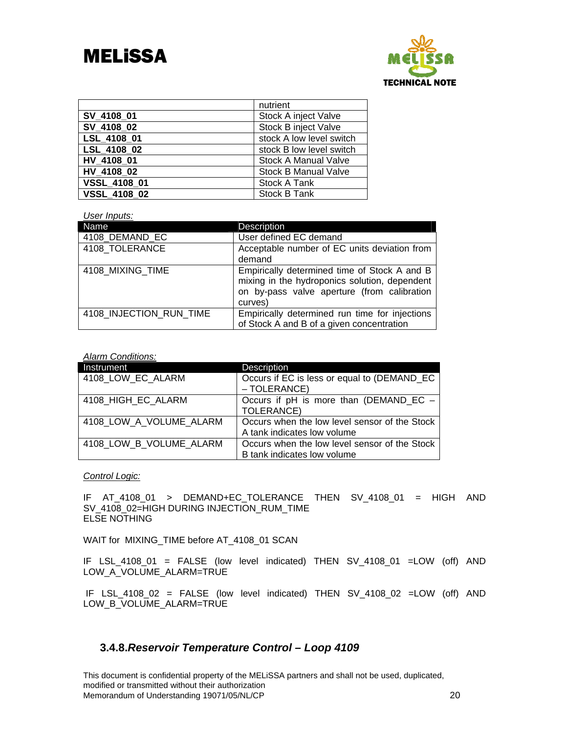| | nutrient |
|---|---|
| **SV_4108_01** | Stock A inject Valve |
| **SV_4108_02** | Stock B inject Valve |
| **LSL_4108_01** | stock A low level switch |
| **LSL_4108_02** | stock B low level switch |
| **HV_4108_01** | Stock A Manual Valve |
| **HV_4108_02** | Stock B Manual Valve |
| **VSSL_4108_01** | Stock A Tank |
| **VSSL_4108_02** | Stock B Tank |

*User Inputs:*

| Name | Description |
|---|---|
| 4108_DEMAND_EC | User defined EC demand |
| 4108_TOLERANCE | Acceptable number of EC units deviation from demand |
| 4108_MIXING_TIME | Empirically determined time of Stock A and B mixing in the hydroponics solution, dependent on by-pass valve aperture (from calibration curves) |
| 4108_INJECTION_RUN_TIME | Empirically determined run time for injections of Stock A and B of a given concentration |

*Alarm Conditions:*

| Instrument | Description |
|---|---|
| 4108_LOW_EC_ALARM | Occurs if EC is less or equal to (DEMAND_EC – TOLERANCE) |
| 4108_HIGH_EC_ALARM | Occurs if pH is more than (DEMAND_EC – TOLERANCE) |
| 4108_LOW_A_VOLUME_ALARM | Occurs when the low level sensor of the Stock A tank indicates low volume |
| 4108_LOW_B_VOLUME_ALARM | Occurs when the low level sensor of the Stock B tank indicates low volume |

*Control Logic:*

IF AT_4108_01 > DEMAND+EC_TOLERANCE THEN SV_4108_01 = HIGH AND SV_4108_02=HIGH DURING INJECTION_RUM_TIME
ELSE NOTHING

WAIT for MIXING_TIME before AT_4108_01 SCAN

IF LSL_4108_01 = FALSE (low level indicated) THEN SV_4108_01 =LOW (off) AND LOW_A_VOLUME_ALARM=TRUE

IF LSL_4108_02 = FALSE (low level indicated) THEN SV_4108_02 =LOW (off) AND LOW_B_VOLUME_ALARM=TRUE

### 3.4.8. *Reservoir Temperature Control – Loop 4109*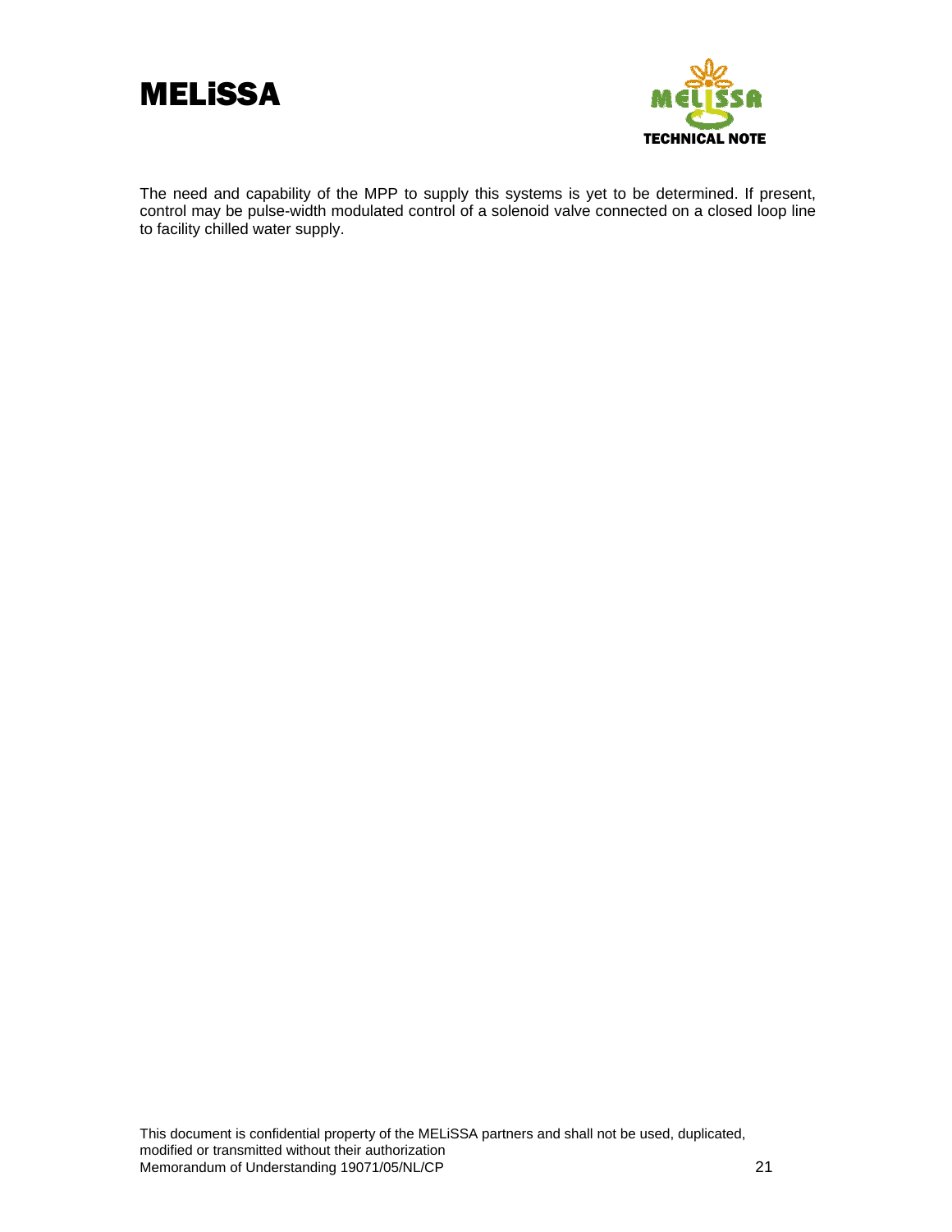The need and capability of the MPP to supply this systems is yet to be determined. If present, control may be pulse-width modulated control of a solenoid valve connected on a closed loop line to facility chilled water supply.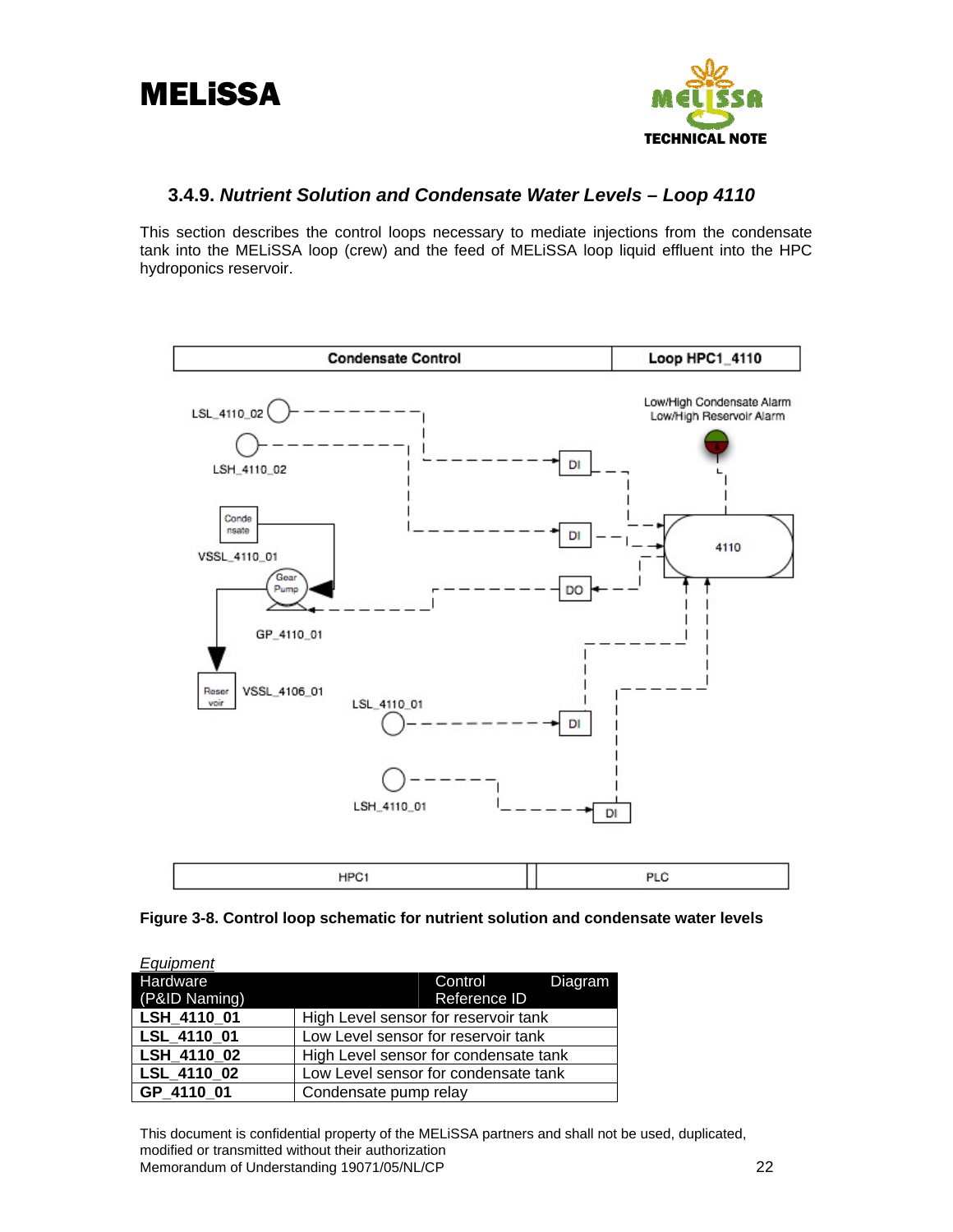### 3.4.9. *Nutrient Solution and Condensate Water Levels – Loop 4110*

This section describes the control loops necessary to mediate injections from the condensate tank into the MELiSSA loop (crew) and the feed of MELiSSA loop liquid effluent into the HPC hydroponics reservoir.

**Figure 3-8. Control loop schematic for nutrient solution and condensate water levels**

*Equipment*

| Hardware (P&ID Naming) | Control Diagram Reference ID |
|---|---|
| **LSH_4110_01** | High Level sensor for reservoir tank |
| **LSL_4110_01** | Low Level sensor for reservoir tank |
| **LSH_4110_02** | High Level sensor for condensate tank |
| **LSL_4110_02** | Low Level sensor for condensate tank |
| **GP_4110_01** | Condensate pump relay |

This document is confidential property of the MELiSSA partners and shall not be used, duplicated, modified or transmitted without their authorization
Memorandum of Understanding 19071/05/NL/CP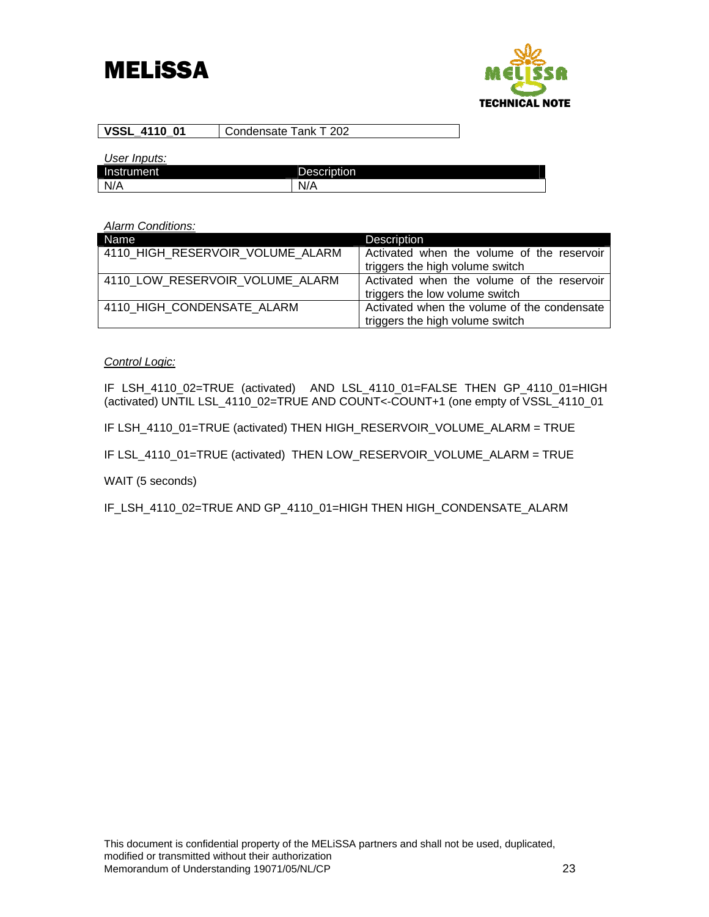| VSSL_4110_01 | Condensate Tank T 202 |
|---|---|

*User Inputs:*

| Instrument | Description |
|---|---|
| N/A | N/A |

*Alarm Conditions:*

| Name | Description |
|---|---|
| 4110_HIGH_RESERVOIR_VOLUME_ALARM | Activated when the volume of the reservoir triggers the high volume switch |
| 4110_LOW_RESERVOIR_VOLUME_ALARM | Activated when the volume of the reservoir triggers the low volume switch |
| 4110_HIGH_CONDENSATE_ALARM | Activated when the volume of the condensate triggers the high volume switch |

*Control Logic:*

IF LSH_4110_02=TRUE (activated) AND LSL_4110_01=FALSE THEN GP_4110_01=HIGH (activated) UNTIL LSL_4110_02=TRUE AND COUNT<-COUNT+1 (one empty of VSSL_4110_01

IF LSH_4110_01=TRUE (activated) THEN HIGH_RESERVOIR_VOLUME_ALARM = TRUE

IF LSL_4110_01=TRUE (activated) THEN LOW_RESERVOIR_VOLUME_ALARM = TRUE

WAIT (5 seconds)

IF_LSH_4110_02=TRUE AND GP_4110_01=HIGH THEN HIGH_CONDENSATE_ALARM

This document is confidential property of the MELiSSA partners and shall not be used, duplicated, modified or transmitted without their authorization
Memorandum of Understanding 19071/05/NL/CP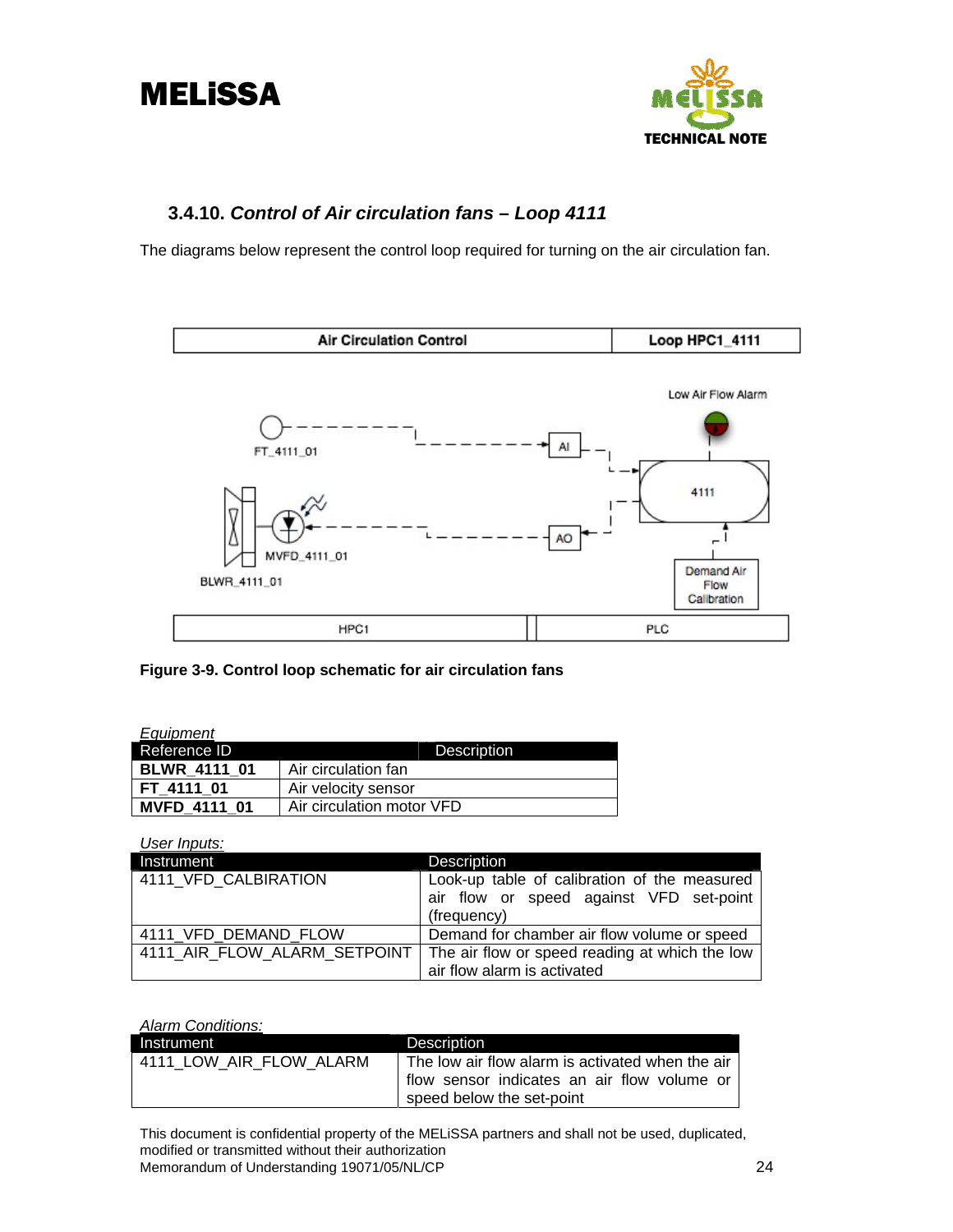### 3.4.10. *Control of Air circulation fans – Loop 4111*

The diagrams below represent the control loop required for turning on the air circulation fan.

**Figure 3-9. Control loop schematic for air circulation fans**

*Equipment*

| Reference ID | Description |
|---|---|
| **BLWR_4111_01** | Air circulation fan |
| **FT_4111_01** | Air velocity sensor |
| **MVFD_4111_01** | Air circulation motor VFD |

*User Inputs:*

| Instrument | Description |
|---|---|
| 4111_VFD_CALBIRATION | Look-up table of calibration of the measured air flow or speed against VFD set-point (frequency) |
| 4111_VFD_DEMAND_FLOW | Demand for chamber air flow volume or speed |
| 4111_AIR_FLOW_ALARM_SETPOINT | The air flow or speed reading at which the low air flow alarm is activated |

*Alarm Conditions:*

| Instrument | Description |
|---|---|
| 4111_LOW_AIR_FLOW_ALARM | The low air flow alarm is activated when the air flow sensor indicates an air flow volume or speed below the set-point |

This document is confidential property of the MELiSSA partners and shall not be used, duplicated, modified or transmitted without their authorization
Memorandum of Understanding 19071/05/NL/CP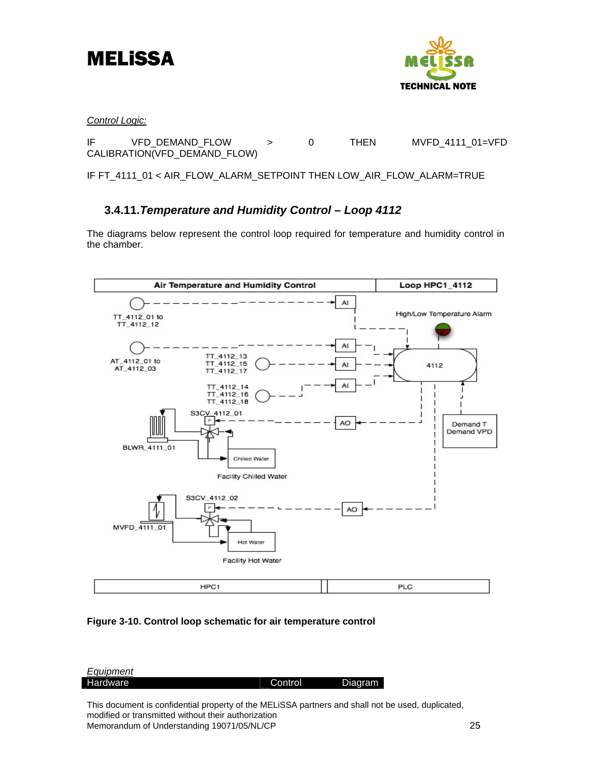*Control Logic:*

IF VFD_DEMAND_FLOW > 0 THEN MVFD_4111_01=VFD CALIBRATION(VFD_DEMAND_FLOW)

IF FT_4111_01 < AIR_FLOW_ALARM_SETPOINT THEN LOW_AIR_FLOW_ALARM=TRUE

### 3.4.11. *Temperature and Humidity Control – Loop 4112*

The diagrams below represent the control loop required for temperature and humidity control in the chamber.

**Figure 3-10. Control loop schematic for air temperature control**

*Equipment*

| Hardware | Control | Diagram |
|---|---|---|

This document is confidential property of the MELiSSA partners and shall not be used, duplicated, modified or transmitted without their authorization
Memorandum of Understanding 19071/05/NL/CP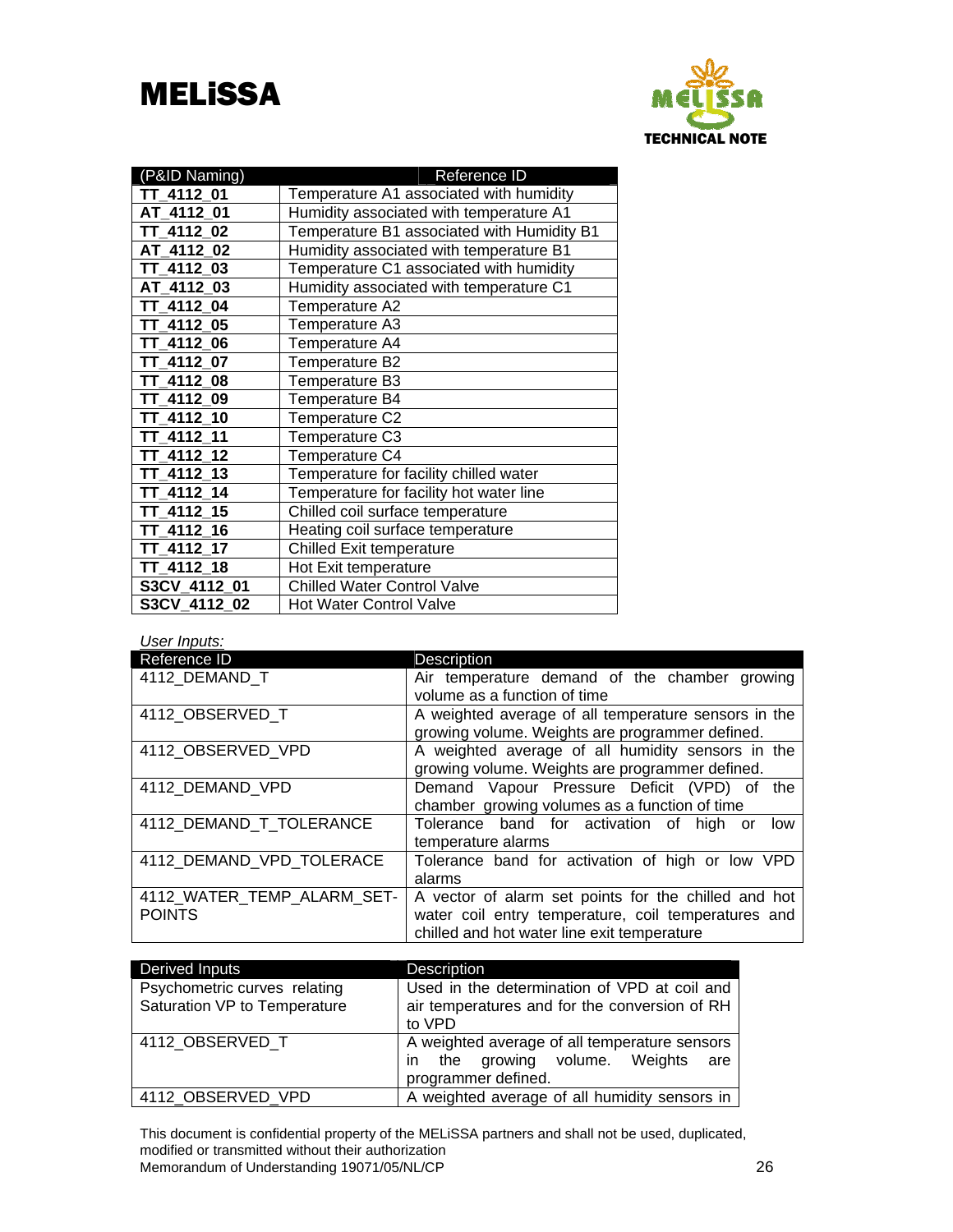| (P&ID Naming) | Reference ID |
|---|---|
| **TT_4112_01** | Temperature A1 associated with humidity |
| **AT_4112_01** | Humidity associated with temperature A1 |
| **TT_4112_02** | Temperature B1 associated with Humidity B1 |
| **AT_4112_02** | Humidity associated with temperature B1 |
| **TT_4112_03** | Temperature C1 associated with humidity |
| **AT_4112_03** | Humidity associated with temperature C1 |
| **TT_4112_04** | Temperature A2 |
| **TT_4112_05** | Temperature A3 |
| **TT_4112_06** | Temperature A4 |
| **TT_4112_07** | Temperature B2 |
| **TT_4112_08** | Temperature B3 |
| **TT_4112_09** | Temperature B4 |
| **TT_4112_10** | Temperature C2 |
| **TT_4112_11** | Temperature C3 |
| **TT_4112_12** | Temperature C4 |
| **TT_4112_13** | Temperature for facility chilled water |
| **TT_4112_14** | Temperature for facility hot water line |
| **TT_4112_15** | Chilled coil surface temperature |
| **TT_4112_16** | Heating coil surface temperature |
| **TT_4112_17** | Chilled Exit temperature |
| **TT_4112_18** | Hot Exit temperature |
| **S3CV_4112_01** | Chilled Water Control Valve |
| **S3CV_4112_02** | Hot Water Control Valve |

*User Inputs:*

| Reference ID | Description |
|---|---|
| 4112_DEMAND_T | Air temperature demand of the chamber growing volume as a function of time |
| 4112_OBSERVED_T | A weighted average of all temperature sensors in the growing volume. Weights are programmer defined. |
| 4112_OBSERVED_VPD | A weighted average of all humidity sensors in the growing volume. Weights are programmer defined. |
| 4112_DEMAND_VPD | Demand Vapour Pressure Deficit (VPD) of the chamber growing volumes as a function of time |
| 4112_DEMAND_T_TOLERANCE | Tolerance band for activation of high or low temperature alarms |
| 4112_DEMAND_VPD_TOLERACE | Tolerance band for activation of high or low VPD alarms |
| 4112_WATER_TEMP_ALARM_SET-POINTS | A vector of alarm set points for the chilled and hot water coil entry temperature, coil temperatures and chilled and hot water line exit temperature |

| Derived Inputs | Description |
|---|---|
| Psychometric curves relating Saturation VP to Temperature | Used in the determination of VPD at coil and air temperatures and for the conversion of RH to VPD |
| 4112_OBSERVED_T | A weighted average of all temperature sensors in the growing volume. Weights are programmer defined. |
| 4112_OBSERVED_VPD | A weighted average of all humidity sensors in |

This document is confidential property of the MELiSSA partners and shall not be used, duplicated, modified or transmitted without their authorization
Memorandum of Understanding 19071/05/NL/CP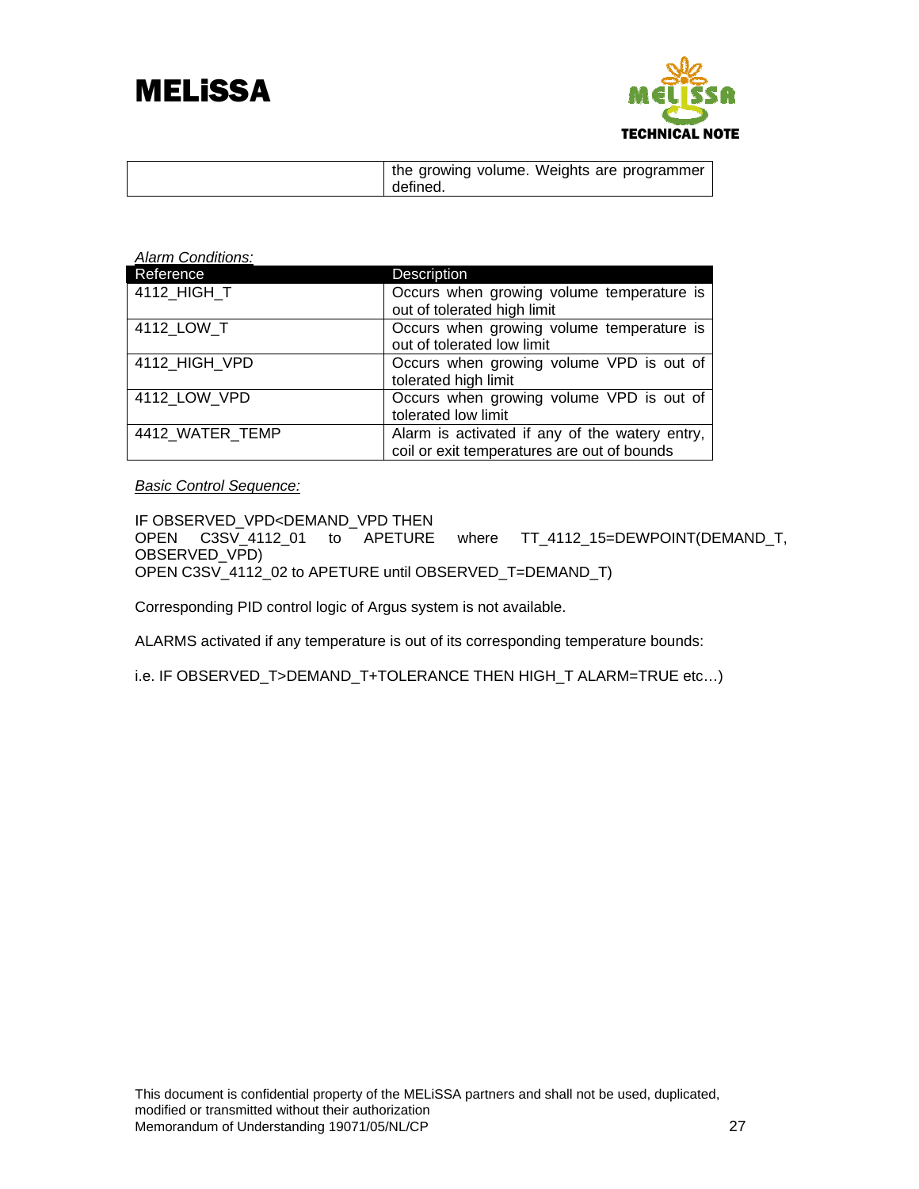| | the growing volume. Weights are programmer defined. |
|---|---|

*Alarm Conditions:*

| Reference | Description |
|---|---|
| 4112_HIGH_T | Occurs when growing volume temperature is out of tolerated high limit |
| 4112_LOW_T | Occurs when growing volume temperature is out of tolerated low limit |
| 4112_HIGH_VPD | Occurs when growing volume VPD is out of tolerated high limit |
| 4112_LOW_VPD | Occurs when growing volume VPD is out of tolerated low limit |
| 4412_WATER_TEMP | Alarm is activated if any of the watery entry, coil or exit temperatures are out of bounds |

*Basic Control Sequence:*

IF OBSERVED_VPD<DEMAND_VPD THEN
OPEN C3SV_4112_01 to APETURE where TT_4112_15=DEWPOINT(DEMAND_T, OBSERVED_VPD)
OPEN C3SV_4112_02 to APETURE until OBSERVED_T=DEMAND_T)

Corresponding PID control logic of Argus system is not available.

ALARMS activated if any temperature is out of its corresponding temperature bounds:

i.e. IF OBSERVED_T>DEMAND_T+TOLERANCE THEN HIGH_T ALARM=TRUE etc…)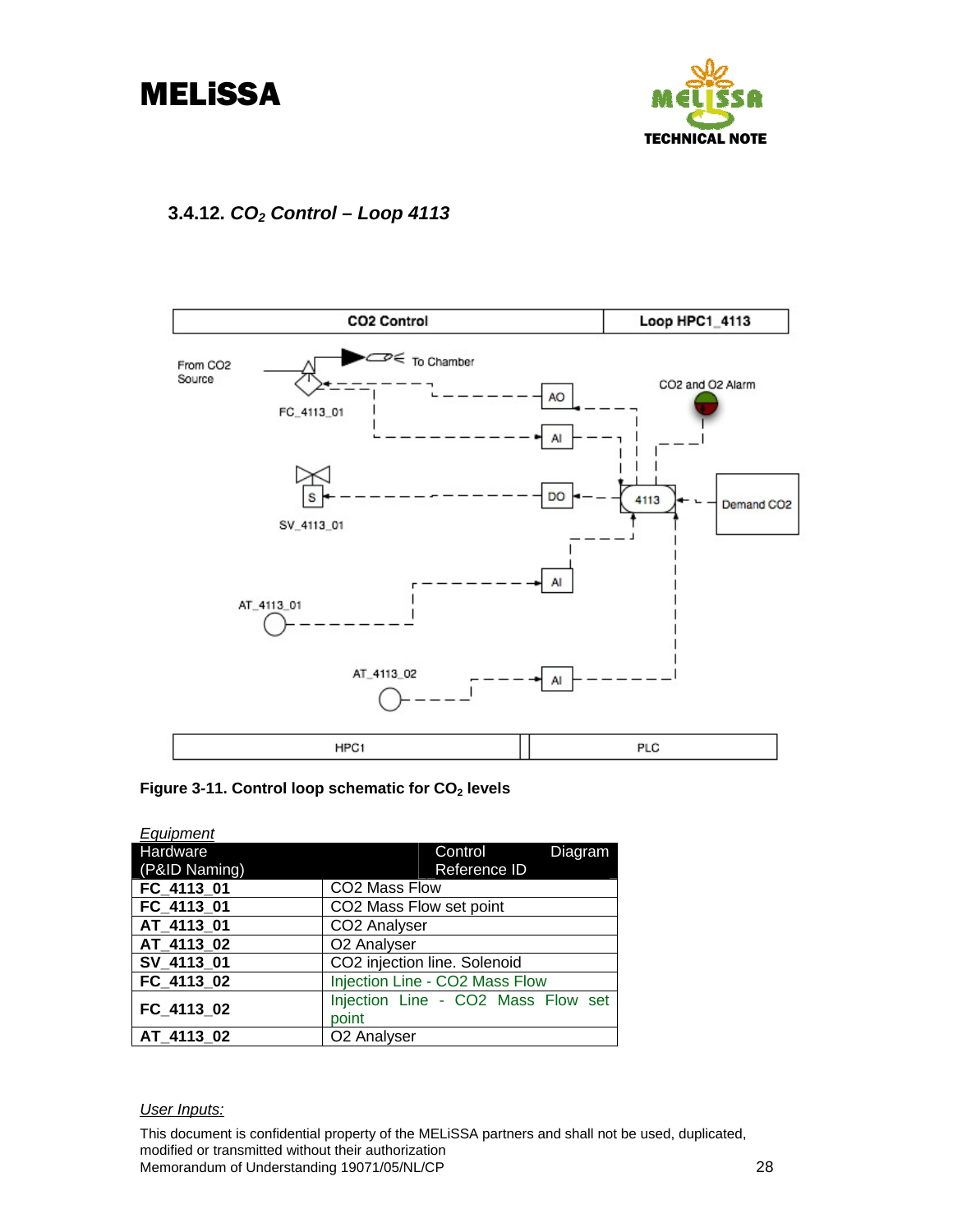### 3.4.12. *$CO_2$ Control – Loop 4113*

Figure 3-11. Control loop schematic for $CO_2$ levels

*Equipment*

| Hardware (P&ID Naming) | Control Diagram Reference ID |
|---|---|
| **FC_4113_01** | CO2 Mass Flow |
| **FC_4113_01** | CO2 Mass Flow set point |
| **AT_4113_01** | CO2 Analyser |
| **AT_4113_02** | O2 Analyser |
| **SV_4113_01** | CO2 injection line. Solenoid |
| **FC_4113_02** | Injection Line - CO2 Mass Flow |
| **FC_4113_02** | Injection Line - CO2 Mass Flow set point |
| **AT_4113_02** | O2 Analyser |

*User Inputs:*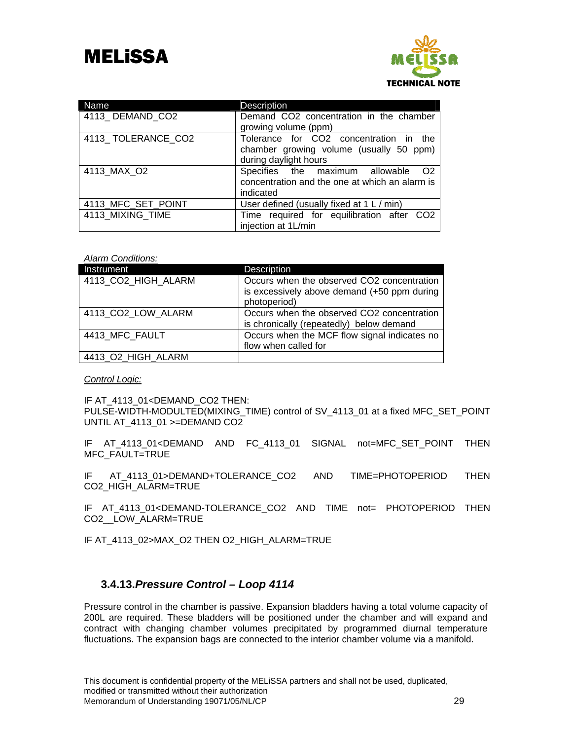| Name | Description |
|---|---|
| 4113_ DEMAND_CO2 | Demand CO2 concentration in the chamber growing volume (ppm) |
| 4113_ TOLERANCE_CO2 | Tolerance for CO2 concentration in the chamber growing volume (usually 50 ppm) during daylight hours |
| 4113_MAX_O2 | Specifies the maximum allowable O2 concentration and the one at which an alarm is indicated |
| 4113_MFC_SET_POINT | User defined (usually fixed at 1 L / min) |
| 4113_MIXING_TIME | Time required for equilibration after CO2 injection at 1L/min |

*Alarm Conditions:*

| Instrument | Description |
|---|---|
| 4113_CO2_HIGH_ALARM | Occurs when the observed CO2 concentration is excessively above demand (+50 ppm during photoperiod) |
| 4113_CO2_LOW_ALARM | Occurs when the observed CO2 concentration is chronically (repeatedly) below demand |
| 4413_MFC_FAULT | Occurs when the MCF flow signal indicates no flow when called for |
| 4413_O2_HIGH_ALARM | |

*Control Logic:*

IF AT_4113_01<DEMAND_CO2 THEN:
PULSE-WIDTH-MODULTED(MIXING_TIME) control of SV_4113_01 at a fixed MFC_SET_POINT UNTIL AT_4113_01 >=DEMAND CO2

IF AT_4113_01<DEMAND AND FC_4113_01 SIGNAL not=MFC_SET_POINT THEN MFC_FAULT=TRUE

IF AT_4113_01>DEMAND+TOLERANCE_CO2 AND TIME=PHOTOPERIOD THEN CO2_HIGH_ALARM=TRUE

IF AT_4113_01<DEMAND-TOLERANCE_CO2 AND TIME not= PHOTOPERIOD THEN CO2__LOW_ALARM=TRUE

IF AT_4113_02>MAX_O2 THEN O2_HIGH_ALARM=TRUE

### 3.4.13. *Pressure Control – Loop 4114*

Pressure control in the chamber is passive. Expansion bladders having a total volume capacity of 200L are required. These bladders will be positioned under the chamber and will expand and contract with changing chamber volumes precipitated by programmed diurnal temperature fluctuations. The expansion bags are connected to the interior chamber volume via a manifold.

This document is confidential property of the MELiSSA partners and shall not be used, duplicated, modified or transmitted without their authorization
Memorandum of Understanding 19071/05/NL/CP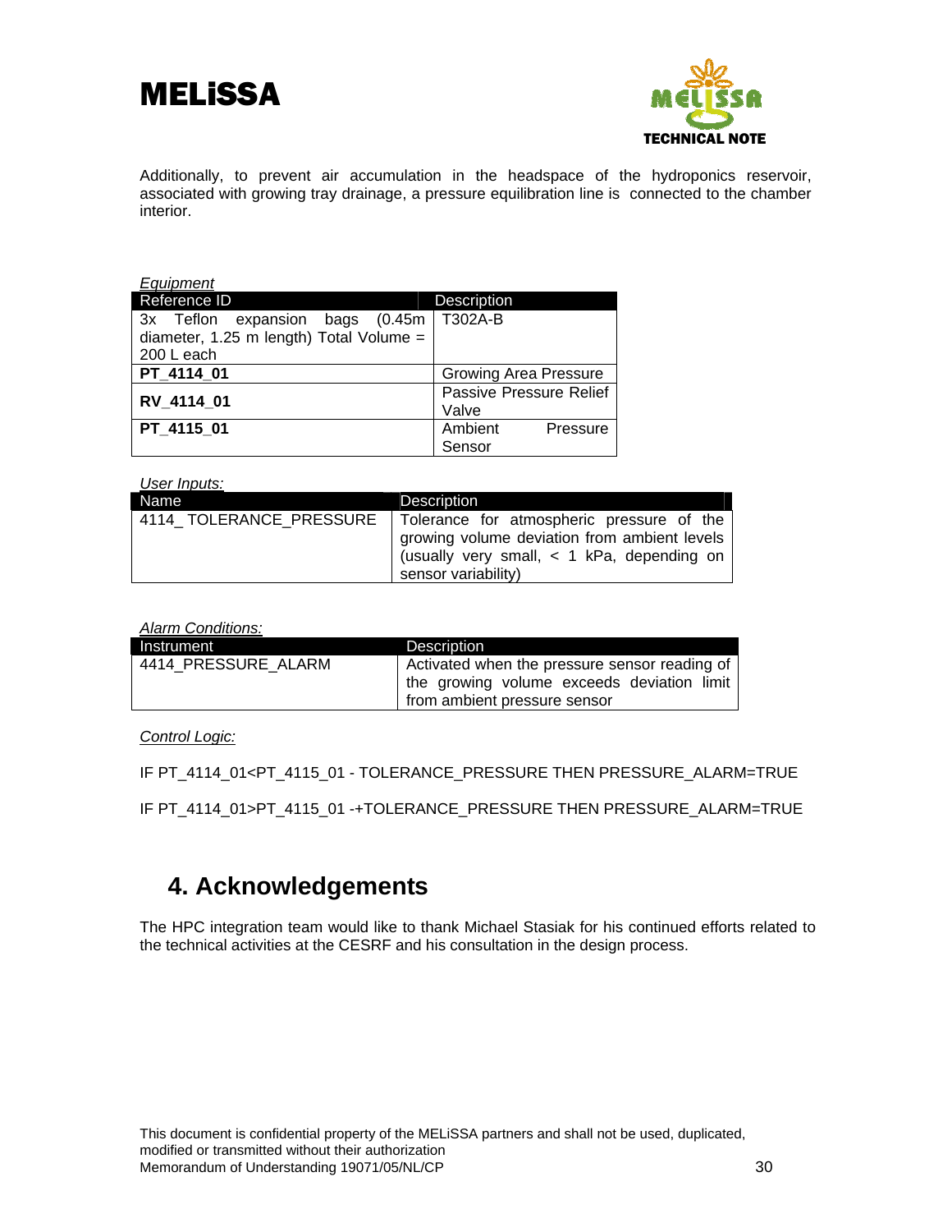Additionally, to prevent air accumulation in the headspace of the hydroponics reservoir, associated with growing tray drainage, a pressure equilibration line is connected to the chamber interior.

*Equipment*

| Reference ID | Description |
|---|---|
| 3x Teflon expansion bags (0.45m diameter, 1.25 m length) Total Volume = 200 L each | T302A-B |
| **PT_4114_01** | Growing Area Pressure |
| **RV_4114_01** | Passive Pressure Relief Valve |
| **PT_4115_01** | Ambient Pressure Sensor |

*User Inputs:*

| Name | Description |
|---|---|
| 4114_ TOLERANCE_PRESSURE | Tolerance for atmospheric pressure of the growing volume deviation from ambient levels (usually very small, < 1 kPa, depending on sensor variability) |

*Alarm Conditions:*

| Instrument | Description |
|---|---|
| 4414_PRESSURE_ALARM | Activated when the pressure sensor reading of the growing volume exceeds deviation limit from ambient pressure sensor |

*Control Logic:*

IF PT_4114_01<PT_4115_01 - TOLERANCE_PRESSURE THEN PRESSURE_ALARM=TRUE

IF PT_4114_01>PT_4115_01 -+TOLERANCE_PRESSURE THEN PRESSURE_ALARM=TRUE

## 4. Acknowledgements

The HPC integration team would like to thank Michael Stasiak for his continued efforts related to the technical activities at the CESRF and his consultation in the design process.